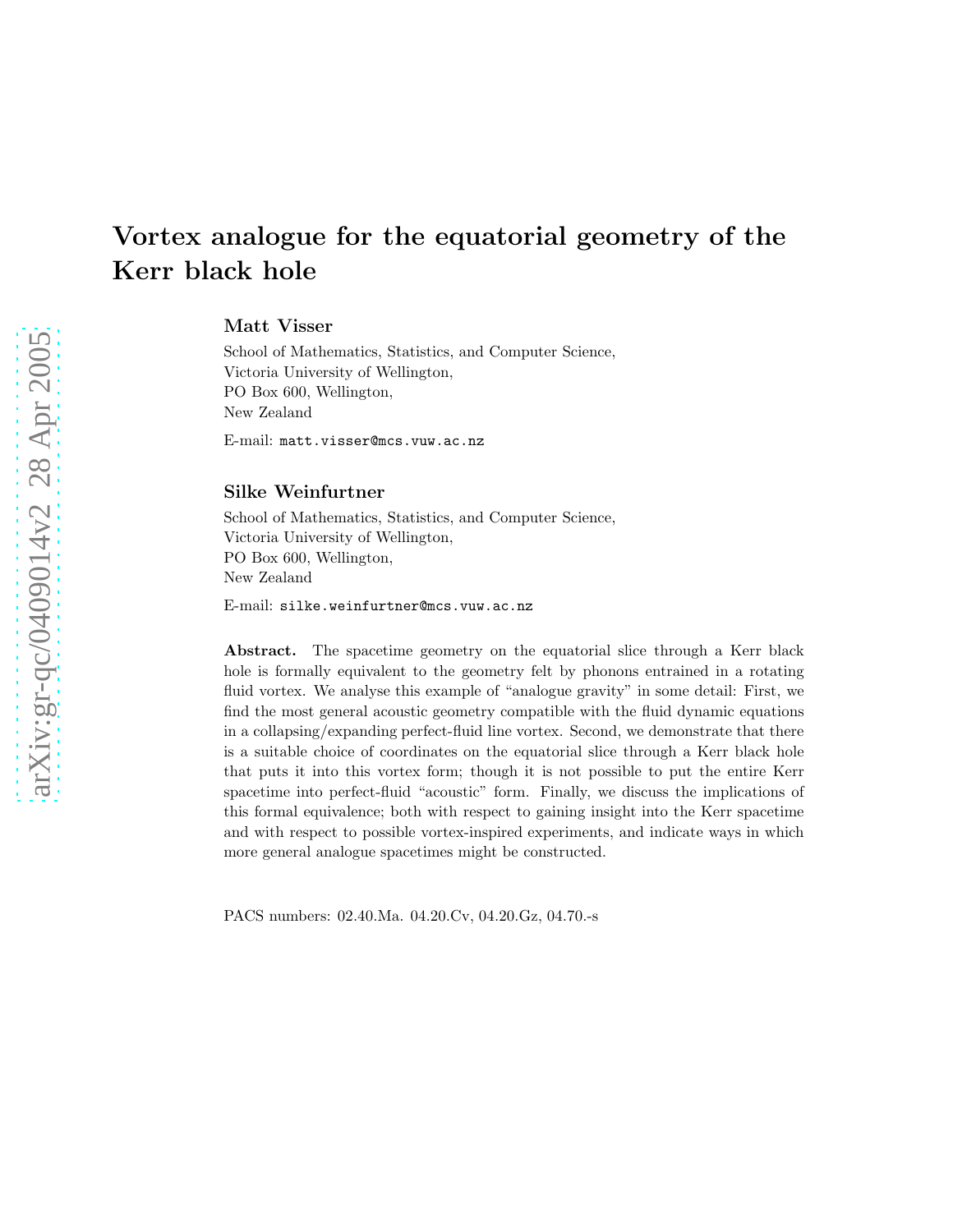# Vortex analogue for the equatorial geometry of the Kerr black hole

**Matt Visser**

School of Mathematics, Statistics, and Computer Science,
Victoria University of Wellington,
PO Box 600, Wellington,
New Zealand

E-mail: `matt.visser@mcs.vuw.ac.nz`

**Silke Weinfurtner**

School of Mathematics, Statistics, and Computer Science,
Victoria University of Wellington,
PO Box 600, Wellington,
New Zealand

E-mail: `silke.weinfurtner@mcs.vuw.ac.nz`

**Abstract.** The spacetime geometry on the equatorial slice through a Kerr black hole is formally equivalent to the geometry felt by phonons entrained in a rotating fluid vortex. We analyse this example of "analogue gravity" in some detail: First, we find the most general acoustic geometry compatible with the fluid dynamic equations in a collapsing/expanding perfect-fluid line vortex. Second, we demonstrate that there is a suitable choice of coordinates on the equatorial slice through a Kerr black hole that puts it into this vortex form; though it is not possible to put the entire Kerr spacetime into perfect-fluid "acoustic" form. Finally, we discuss the implications of this formal equivalence; both with respect to gaining insight into the Kerr spacetime and with respect to possible vortex-inspired experiments, and indicate ways in which more general analogue spacetimes might be constructed.

PACS numbers: 02.40.Ma. 04.20.Cv, 04.20.Gz, 04.70.-s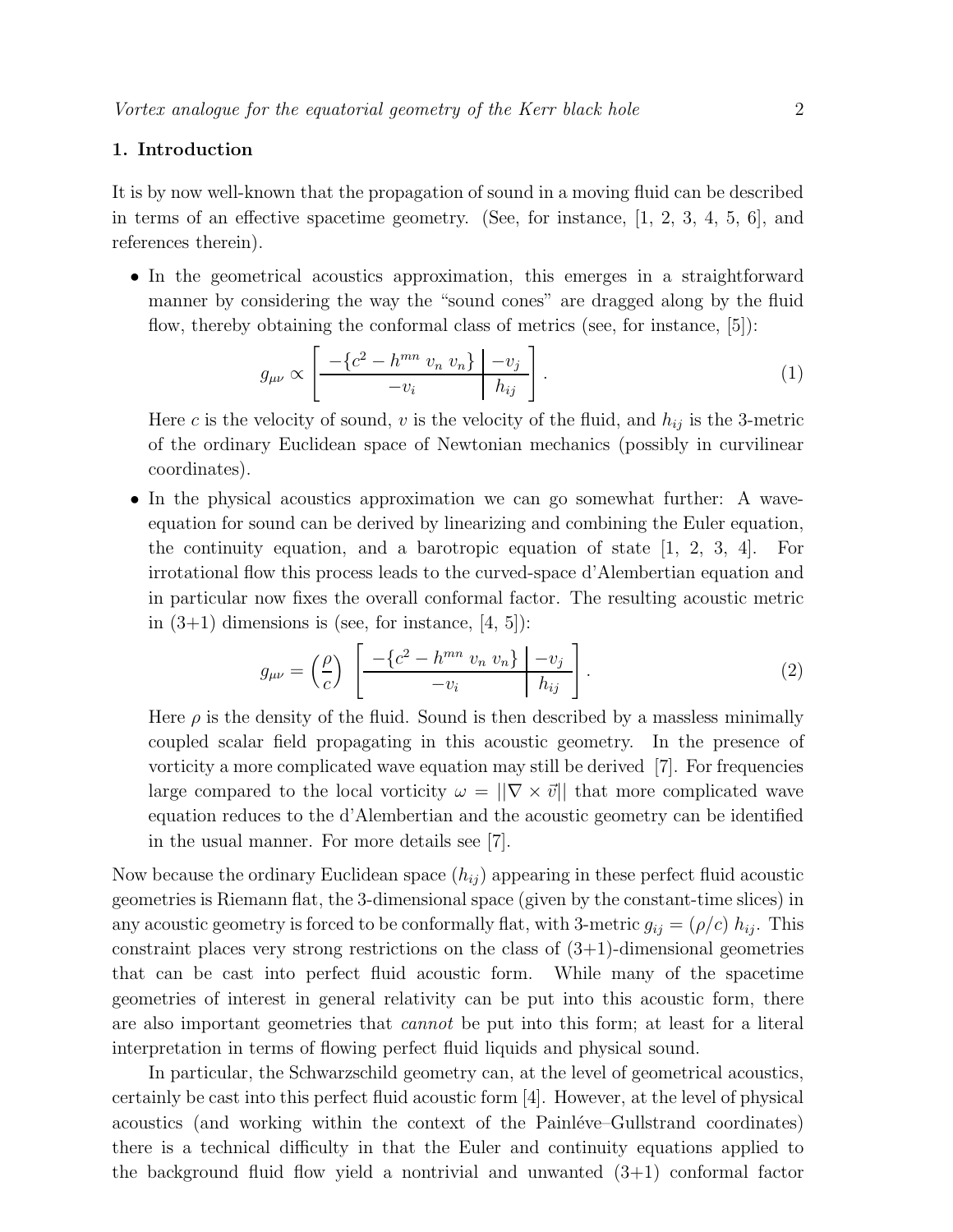## 1. Introduction

It is by now well-known that the propagation of sound in a moving fluid can be described in terms of an effective spacetime geometry. (See, for instance, [1, 2, 3, 4, 5, 6], and references therein).

- In the geometrical acoustics approximation, this emerges in a straightforward manner by considering the way the "sound cones" are dragged along by the fluid flow, thereby obtaining the conformal class of metrics (see, for instance, [5]):

$$
g_{\mu\nu} \propto \left[ \begin{array}{c|c} -\{c^2 - h^{mn}\; v_n\; v_n\} & -v_j \\ \hline -v_i & h_{ij} \end{array} \right]. \tag{1}
$$

  Here $c$ is the velocity of sound, $v$ is the velocity of the fluid, and $h_{ij}$ is the 3-metric of the ordinary Euclidean space of Newtonian mechanics (possibly in curvilinear coordinates).

- In the physical acoustics approximation we can go somewhat further: A wave-equation for sound can be derived by linearizing and combining the Euler equation, the continuity equation, and a barotropic equation of state [1, 2, 3, 4]. For irrotational flow this process leads to the curved-space d'Alembertian equation and in particular now fixes the overall conformal factor. The resulting acoustic metric in (3+1) dimensions is (see, for instance, [4, 5]):

$$
g_{\mu\nu} = \left(\frac{\rho}{c}\right) \left[ \begin{array}{c|c} -\{c^2 - h^{mn}\; v_n\; v_n\} & -v_j \\ \hline -v_i & h_{ij} \end{array} \right]. \tag{2}
$$

  Here $\rho$ is the density of the fluid. Sound is then described by a massless minimally coupled scalar field propagating in this acoustic geometry. In the presence of vorticity a more complicated wave equation may still be derived [7]. For frequencies large compared to the local vorticity $\omega = ||\nabla \times \vec{v}||$ that more complicated wave equation reduces to the d'Alembertian and the acoustic geometry can be identified in the usual manner. For more details see [7].

Now because the ordinary Euclidean space ($h_{ij}$) appearing in these perfect fluid acoustic geometries is Riemann flat, the 3-dimensional space (given by the constant-time slices) in any acoustic geometry is forced to be conformally flat, with 3-metric $g_{ij} = (\rho/c)\; h_{ij}$. This constraint places very strong restrictions on the class of (3+1)-dimensional geometries that can be cast into perfect fluid acoustic form. While many of the spacetime geometries of interest in general relativity can be put into this acoustic form, there are also important geometries that *cannot* be put into this form; at least for a literal interpretation in terms of flowing perfect fluid liquids and physical sound.

In particular, the Schwarzschild geometry can, at the level of geometrical acoustics, certainly be cast into this perfect fluid acoustic form [4]. However, at the level of physical acoustics (and working within the context of the Painléve–Gullstrand coordinates) there is a technical difficulty in that the Euler and continuity equations applied to the background fluid flow yield a nontrivial and unwanted (3+1) conformal factor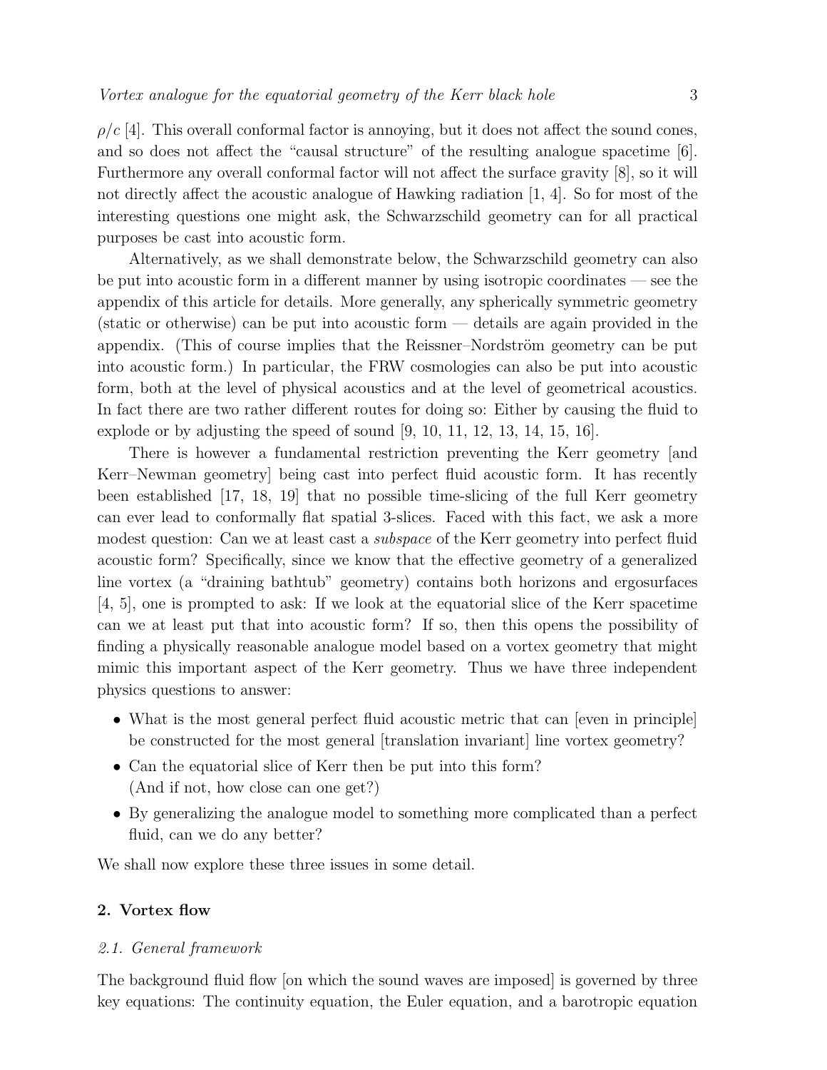$\rho/c$ [4]. This overall conformal factor is annoying, but it does not affect the sound cones, and so does not affect the "causal structure" of the resulting analogue spacetime [6]. Furthermore any overall conformal factor will not affect the surface gravity [8], so it will not directly affect the acoustic analogue of Hawking radiation [1, 4]. So for most of the interesting questions one might ask, the Schwarzschild geometry can for all practical purposes be cast into acoustic form.

Alternatively, as we shall demonstrate below, the Schwarzschild geometry can also be put into acoustic form in a different manner by using isotropic coordinates — see the appendix of this article for details. More generally, any spherically symmetric geometry (static or otherwise) can be put into acoustic form — details are again provided in the appendix. (This of course implies that the Reissner–Nordström geometry can be put into acoustic form.) In particular, the FRW cosmologies can also be put into acoustic form, both at the level of physical acoustics and at the level of geometrical acoustics. In fact there are two rather different routes for doing so: Either by causing the fluid to explode or by adjusting the speed of sound [9, 10, 11, 12, 13, 14, 15, 16].

There is however a fundamental restriction preventing the Kerr geometry [and Kerr–Newman geometry] being cast into perfect fluid acoustic form. It has recently been established [17, 18, 19] that no possible time-slicing of the full Kerr geometry can ever lead to conformally flat spatial 3-slices. Faced with this fact, we ask a more modest question: Can we at least cast a *subspace* of the Kerr geometry into perfect fluid acoustic form? Specifically, since we know that the effective geometry of a generalized line vortex (a "draining bathtub" geometry) contains both horizons and ergosurfaces [4, 5], one is prompted to ask: If we look at the equatorial slice of the Kerr spacetime can we at least put that into acoustic form? If so, then this opens the possibility of finding a physically reasonable analogue model based on a vortex geometry that might mimic this important aspect of the Kerr geometry. Thus we have three independent physics questions to answer:

- What is the most general perfect fluid acoustic metric that can [even in principle] be constructed for the most general [translation invariant] line vortex geometry?
- Can the equatorial slice of Kerr then be put into this form? (And if not, how close can one get?)
- By generalizing the analogue model to something more complicated than a perfect fluid, can we do any better?

We shall now explore these three issues in some detail.

## 2. Vortex flow

### 2.1. General framework

The background fluid flow [on which the sound waves are imposed] is governed by three key equations: The continuity equation, the Euler equation, and a barotropic equation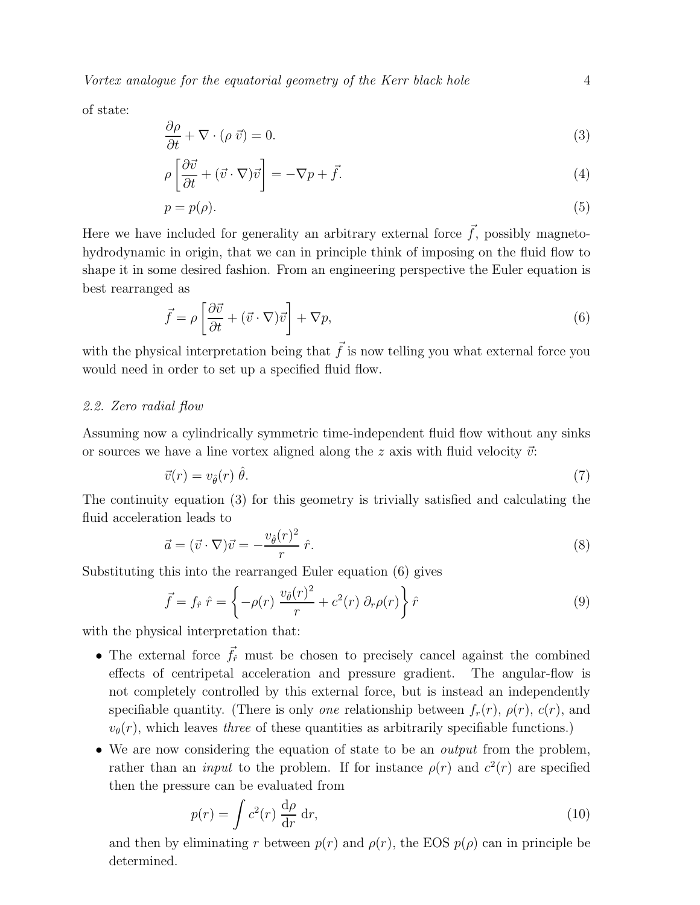of state:

$$\frac{\partial \rho}{\partial t} + \nabla \cdot (\rho \, \vec{v}) = 0. \tag{3}$$

$$\rho \left[ \frac{\partial \vec{v}}{\partial t} + (\vec{v} \cdot \nabla) \vec{v} \right] = -\nabla p + \vec{f}. \tag{4}$$

$$p = p(\rho). \tag{5}$$

Here we have included for generality an arbitrary external force $\vec{f}$, possibly magneto-hydrodynamic in origin, that we can in principle think of imposing on the fluid flow to shape it in some desired fashion. From an engineering perspective the Euler equation is best rearranged as

$$\vec{f} = \rho \left[ \frac{\partial \vec{v}}{\partial t} + (\vec{v} \cdot \nabla) \vec{v} \right] + \nabla p, \tag{6}$$

with the physical interpretation being that $\vec{f}$ is now telling you what external force you would need in order to set up a specified fluid flow.

### *2.2. Zero radial flow*

Assuming now a cylindrically symmetric time-independent fluid flow without any sinks or sources we have a line vortex aligned along the $z$ axis with fluid velocity $\vec{v}$:

$$\vec{v}(r) = v_{\hat{\theta}}(r) \, \hat{\theta}. \tag{7}$$

The continuity equation (3) for this geometry is trivially satisfied and calculating the fluid acceleration leads to

$$\vec{a} = (\vec{v} \cdot \nabla) \vec{v} = -\frac{v_{\hat{\theta}}(r)^2}{r} \, \hat{r}. \tag{8}$$

Substituting this into the rearranged Euler equation (6) gives

$$\vec{f} = f_{\hat{r}} \, \hat{r} = \left\{ -\rho(r) \, \frac{v_{\hat{\theta}}(r)^2}{r} + c^2(r) \, \partial_r \rho(r) \right\} \hat{r} \tag{9}$$

with the physical interpretation that:

- The external force $\vec{f}_{\hat{r}}$ must be chosen to precisely cancel against the combined effects of centripetal acceleration and pressure gradient. The angular-flow is not completely controlled by this external force, but is instead an independently specifiable quantity. (There is only *one* relationship between $f_r(r)$, $\rho(r)$, $c(r)$, and $v_\theta(r)$, which leaves *three* of these quantities as arbitrarily specifiable functions.)
- We are now considering the equation of state to be an *output* from the problem, rather than an *input* to the problem. If for instance $\rho(r)$ and $c^2(r)$ are specified then the pressure can be evaluated from

$$p(r) = \int c^2(r) \, \frac{\mathrm{d}\rho}{\mathrm{d}r} \, \mathrm{d}r, \tag{10}$$

and then by eliminating $r$ between $p(r)$ and $\rho(r)$, the EOS $p(\rho)$ can in principle be determined.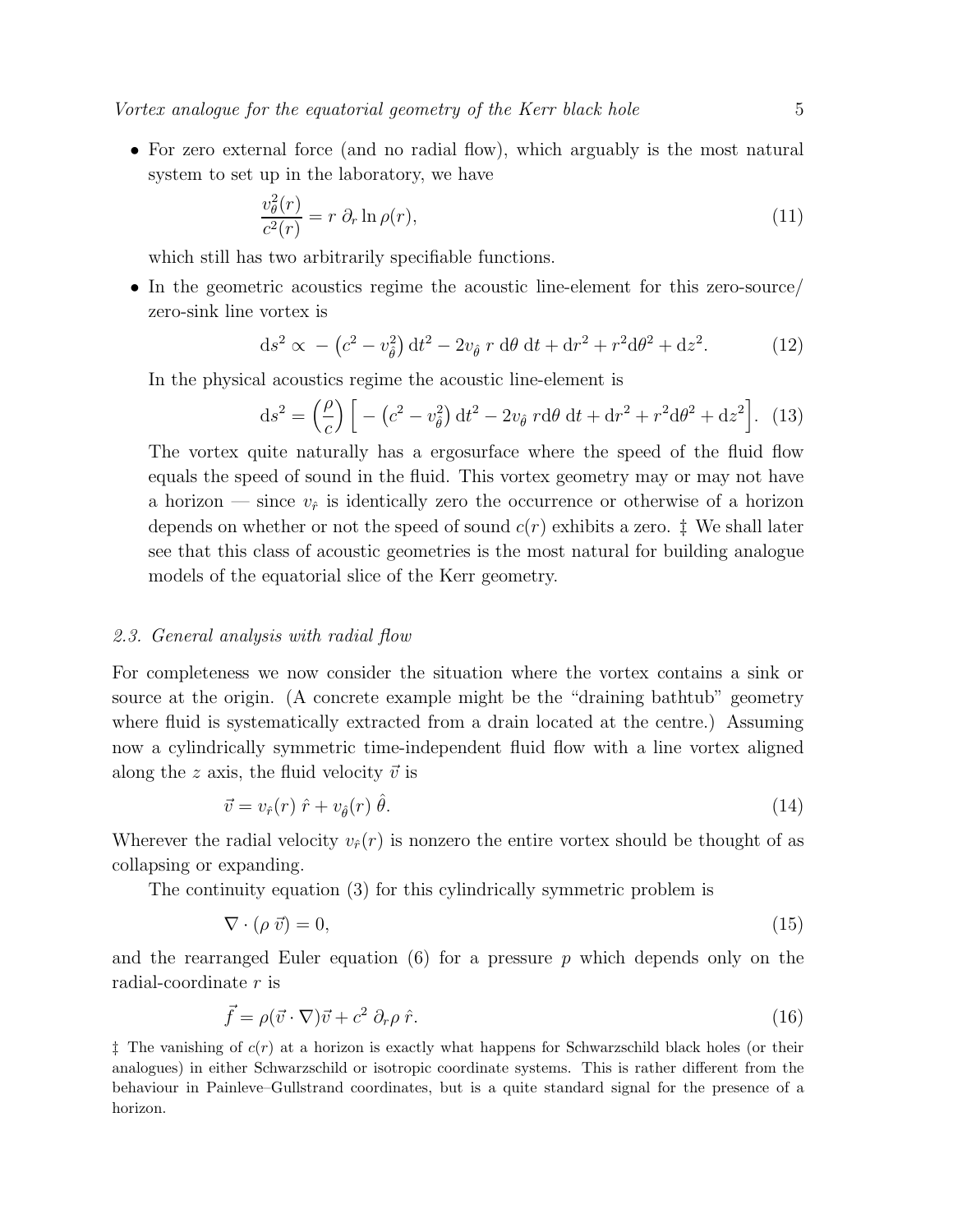- For zero external force (and no radial flow), which arguably is the most natural system to set up in the laboratory, we have

$$\frac{v_{\theta}^2(r)}{c^2(r)} = r\ \partial_r \ln \rho(r), \tag{11}$$

which still has two arbitrarily specifiable functions.

- In the geometric acoustics regime the acoustic line-element for this zero-source/zero-sink line vortex is

$$\mathrm{d}s^2 \propto\ -\left(c^2 - v_{\hat{\theta}}^2\right) \mathrm{d}t^2 - 2 v_{\hat{\theta}}\ r\ \mathrm{d}\theta\ \mathrm{d}t + \mathrm{d}r^2 + r^2 \mathrm{d}\theta^2 + \mathrm{d}z^2. \tag{12}$$

In the physical acoustics regime the acoustic line-element is

$$\mathrm{d}s^2 = \left(\frac{\rho}{c}\right) \Big[ -\left(c^2 - v_{\hat{\theta}}^2\right) \mathrm{d}t^2 - 2 v_{\hat{\theta}}\ r \mathrm{d}\theta\ \mathrm{d}t + \mathrm{d}r^2 + r^2 \mathrm{d}\theta^2 + \mathrm{d}z^2 \Big]. \tag{13}$$

The vortex quite naturally has a ergosurface where the speed of the fluid flow equals the speed of sound in the fluid. This vortex geometry may or may not have a horizon — since $v_{\hat{r}}$ is identically zero the occurrence or otherwise of a horizon depends on whether or not the speed of sound $c(r)$ exhibits a zero. ‡ We shall later see that this class of acoustic geometries is the most natural for building analogue models of the equatorial slice of the Kerr geometry.

### *2.3. General analysis with radial flow*

For completeness we now consider the situation where the vortex contains a sink or source at the origin. (A concrete example might be the "draining bathtub" geometry where fluid is systematically extracted from a drain located at the centre.) Assuming now a cylindrically symmetric time-independent fluid flow with a line vortex aligned along the $z$ axis, the fluid velocity $\vec{v}$ is

$$\vec{v} = v_{\hat{r}}(r)\ \hat{r} + v_{\hat{\theta}}(r)\ \hat{\theta}. \tag{14}$$

Wherever the radial velocity $v_{\hat{r}}(r)$ is nonzero the entire vortex should be thought of as collapsing or expanding.

The continuity equation (3) for this cylindrically symmetric problem is

$$\nabla \cdot (\rho\ \vec{v}) = 0, \tag{15}$$

and the rearranged Euler equation (6) for a pressure $p$ which depends only on the radial-coordinate $r$ is

$$\vec{f} = \rho (\vec{v} \cdot \nabla) \vec{v} + c^2\ \partial_r \rho\ \hat{r}. \tag{16}$$

‡ The vanishing of $c(r)$ at a horizon is exactly what happens for Schwarzschild black holes (or their analogues) in either Schwarzschild or isotropic coordinate systems. This is rather different from the behaviour in Painleve–Gullstrand coordinates, but is a quite standard signal for the presence of a horizon.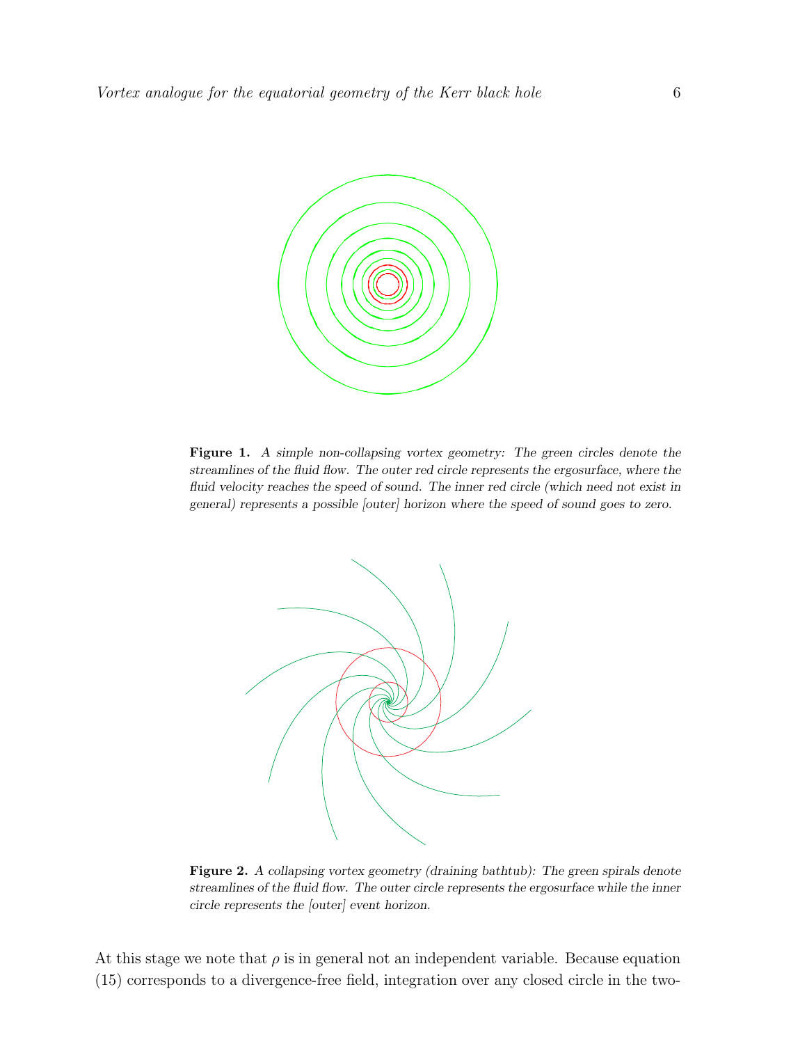**Figure 1.** *A simple non-collapsing vortex geometry: The green circles denote the streamlines of the fluid flow. The outer red circle represents the ergosurface, where the fluid velocity reaches the speed of sound. The inner red circle (which need not exist in general) represents a possible [outer] horizon where the speed of sound goes to zero.*

**Figure 2.** *A collapsing vortex geometry (draining bathtub): The green spirals denote streamlines of the fluid flow. The outer circle represents the ergosurface while the inner circle represents the [outer] event horizon.*

At this stage we note that $\rho$ is in general not an independent variable. Because equation (15) corresponds to a divergence-free field, integration over any closed circle in the two-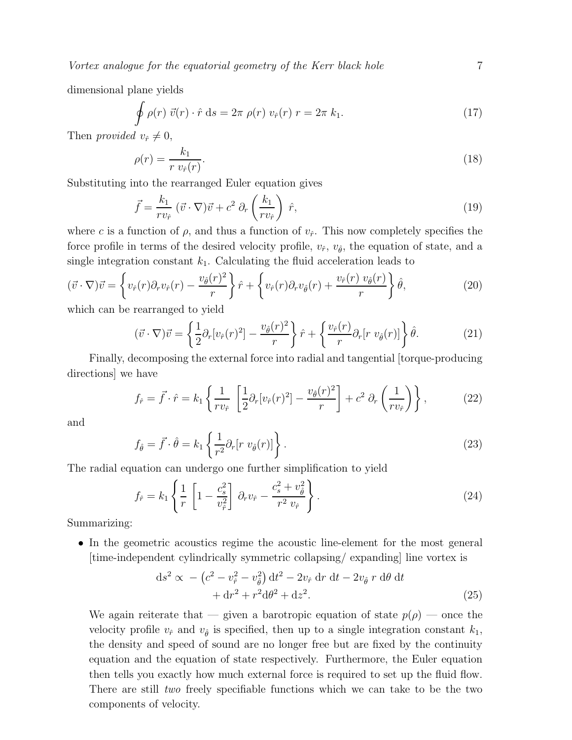dimensional plane yields

$$\oint \rho(r)\ \vec{v}(r) \cdot \hat{r}\ \mathrm{d}s = 2\pi\ \rho(r)\ v_{\hat{r}}(r)\ r = 2\pi\ k_1. \tag{17}$$

Then *provided* $v_{\hat{r}} \neq 0$,

$$\rho(r) = \frac{k_1}{r\ v_{\hat{r}}(r)}. \tag{18}$$

Substituting into the rearranged Euler equation gives

$$\vec{f} = \frac{k_1}{r v_{\hat{r}}}\ (\vec{v} \cdot \nabla)\vec{v} + c^2\ \partial_r \left( \frac{k_1}{r v_{\hat{r}}} \right)\ \hat{r}, \tag{19}$$

where $c$ is a function of $\rho$, and thus a function of $v_{\hat{r}}$. This now completely specifies the force profile in terms of the desired velocity profile, $v_{\hat{r}}$, $v_{\hat{\theta}}$, the equation of state, and a single integration constant $k_1$. Calculating the fluid acceleration leads to

$$(\vec{v} \cdot \nabla)\vec{v} = \left\{ v_{\hat{r}}(r)\partial_r v_{\hat{r}}(r) - \frac{v_{\hat{\theta}}(r)^2}{r} \right\} \hat{r} + \left\{ v_{\hat{r}}(r)\partial_r v_{\hat{\theta}}(r) + \frac{v_{\hat{r}}(r)\ v_{\hat{\theta}}(r)}{r} \right\} \hat{\theta}, \tag{20}$$

which can be rearranged to yield

$$(\vec{v} \cdot \nabla)\vec{v} = \left\{ \frac{1}{2}\partial_r[v_{\hat{r}}(r)^2] - \frac{v_{\hat{\theta}}(r)^2}{r} \right\} \hat{r} + \left\{ \frac{v_{\hat{r}}(r)}{r}\partial_r[r\ v_{\hat{\theta}}(r)] \right\} \hat{\theta}. \tag{21}$$

Finally, decomposing the external force into radial and tangential [torque-producing directions] we have

$$f_{\hat{r}} = \vec{f} \cdot \hat{r} = k_1 \left\{ \frac{1}{r v_{\hat{r}}}\ \left[ \frac{1}{2}\partial_r[v_{\hat{r}}(r)^2] - \frac{v_{\hat{\theta}}(r)^2}{r} \right] + c^2\ \partial_r \left( \frac{1}{r v_{\hat{r}}} \right) \right\}, \tag{22}$$

and

$$f_{\hat{\theta}} = \vec{f} \cdot \hat{\theta} = k_1 \left\{ \frac{1}{r^2}\partial_r[r\ v_{\hat{\theta}}(r)] \right\}. \tag{23}$$

The radial equation can undergo one further simplification to yield

$$f_{\hat{r}} = k_1 \left\{ \frac{1}{r}\ \left[ 1 - \frac{c_s^2}{v_{\hat{r}}^2} \right]\ \partial_r v_{\hat{r}} - \frac{c_s^2 + v_{\hat{\theta}}^2}{r^2\ v_{\hat{r}}} \right\}. \tag{24}$$

Summarizing:

- In the geometric acoustics regime the acoustic line-element for the most general [time-independent cylindrically symmetric collapsing/ expanding] line vortex is

$$\mathrm{d}s^2 \propto -\left(c^2 - v_{\hat{r}}^2 - v_{\hat{\theta}}^2\right) \mathrm{d}t^2 - 2v_{\hat{r}}\ \mathrm{d}r\ \mathrm{d}t - 2v_{\hat{\theta}}\ r\ \mathrm{d}\theta\ \mathrm{d}t + \mathrm{d}r^2 + r^2\mathrm{d}\theta^2 + \mathrm{d}z^2. \tag{25}$$

  We again reiterate that — given a barotropic equation of state $p(\rho)$ — once the velocity profile $v_{\hat{r}}$ and $v_{\hat{\theta}}$ is specified, then up to a single integration constant $k_1$, the density and speed of sound are no longer free but are fixed by the continuity equation and the equation of state respectively. Furthermore, the Euler equation then tells you exactly how much external force is required to set up the fluid flow. There are still *two* freely specifiable functions which we can take to be the two components of velocity.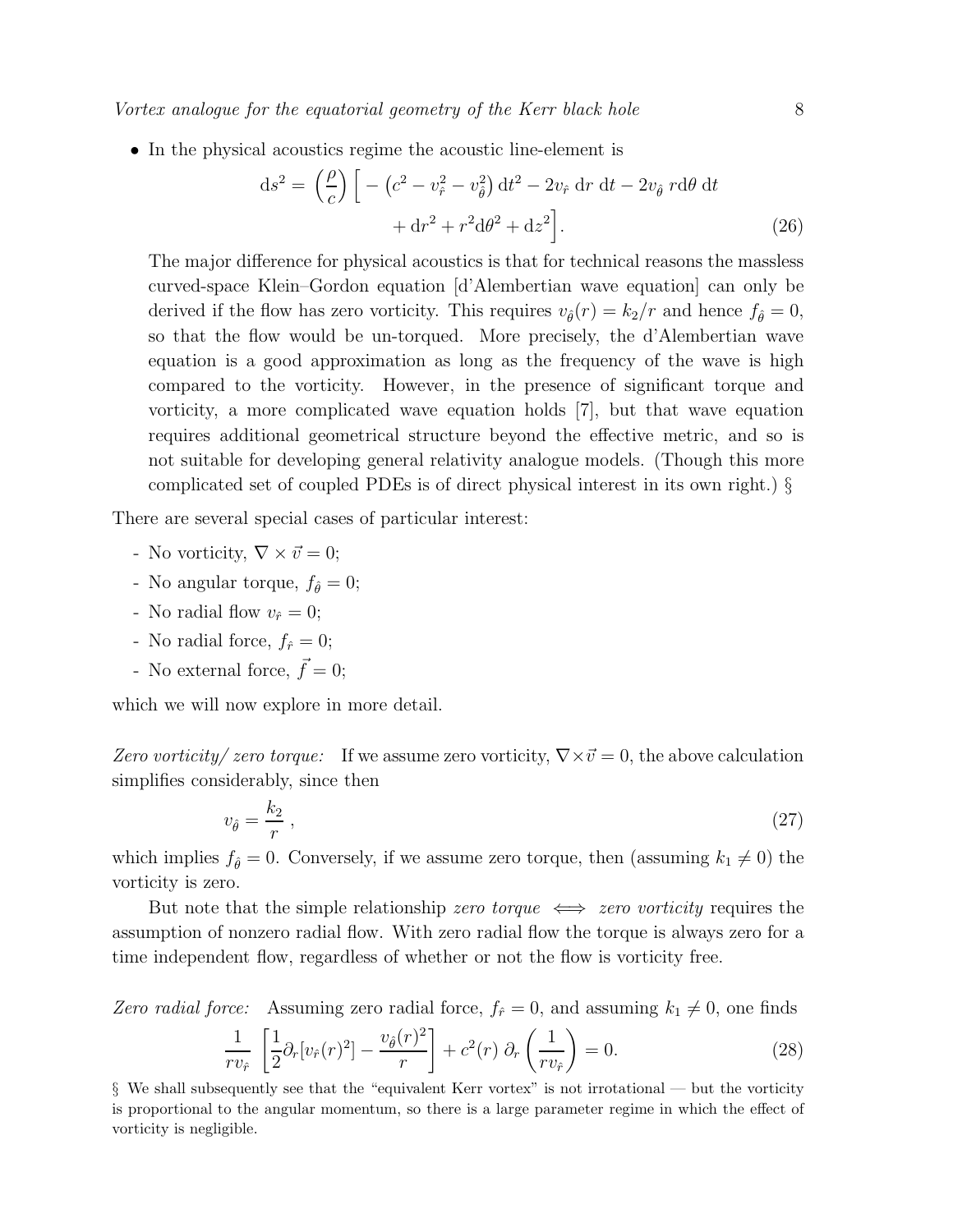- In the physical acoustics regime the acoustic line-element is

$$
\mathrm{d}s^2 = \left(\frac{\rho}{c}\right) \Big[ -\left(c^2 - v_{\hat{r}}^2 - v_{\hat{\theta}}^2\right) \mathrm{d}t^2 - 2v_{\hat{r}}\; \mathrm{d}r\; \mathrm{d}t - 2v_{\hat{\theta}}\; r\mathrm{d}\theta\; \mathrm{d}t + \mathrm{d}r^2 + r^2\mathrm{d}\theta^2 + \mathrm{d}z^2 \Big]. \tag{26}
$$

  The major difference for physical acoustics is that for technical reasons the massless curved-space Klein–Gordon equation [d'Alembertian wave equation] can only be derived if the flow has zero vorticity. This requires $v_{\hat{\theta}}(r) = k_2/r$ and hence $f_{\hat{\theta}} = 0$, so that the flow would be un-torqued. More precisely, the d'Alembertian wave equation is a good approximation as long as the frequency of the wave is high compared to the vorticity. However, in the presence of significant torque and vorticity, a more complicated wave equation holds [7], but that wave equation requires additional geometrical structure beyond the effective metric, and so is not suitable for developing general relativity analogue models. (Though this more complicated set of coupled PDEs is of direct physical interest in its own right.) §

There are several special cases of particular interest:

- No vorticity, $\nabla \times \vec{v} = 0$;
- No angular torque, $f_{\hat{\theta}} = 0$;
- No radial flow $v_{\hat{r}} = 0$;
- No radial force, $f_{\hat{r}} = 0$;
- No external force, $\vec{f} = 0$;

which we will now explore in more detail.

*Zero vorticity/ zero torque:* If we assume zero vorticity, $\nabla\times\vec{v} = 0$, the above calculation simplifies considerably, since then

$$
v_{\hat{\theta}} = \frac{k_2}{r}\,, \tag{27}
$$

which implies $f_{\hat{\theta}} = 0$. Conversely, if we assume zero torque, then (assuming $k_1 \neq 0$) the vorticity is zero.

But note that the simple relationship *zero torque* $\iff$ *zero vorticity* requires the assumption of nonzero radial flow. With zero radial flow the torque is always zero for a time independent flow, regardless of whether or not the flow is vorticity free.

*Zero radial force:* Assuming zero radial force, $f_{\hat{r}} = 0$, and assuming $k_1 \neq 0$, one finds

$$
\frac{1}{r v_{\hat{r}}} \left[\frac{1}{2}\partial_r[v_{\hat{r}}(r)^2] - \frac{v_{\hat{\theta}}(r)^2}{r}\right] + c^2(r)\; \partial_r \left(\frac{1}{r v_{\hat{r}}}\right) = 0. \tag{28}
$$

§ We shall subsequently see that the "equivalent Kerr vortex" is not irrotational — but the vorticity is proportional to the angular momentum, so there is a large parameter regime in which the effect of vorticity is negligible.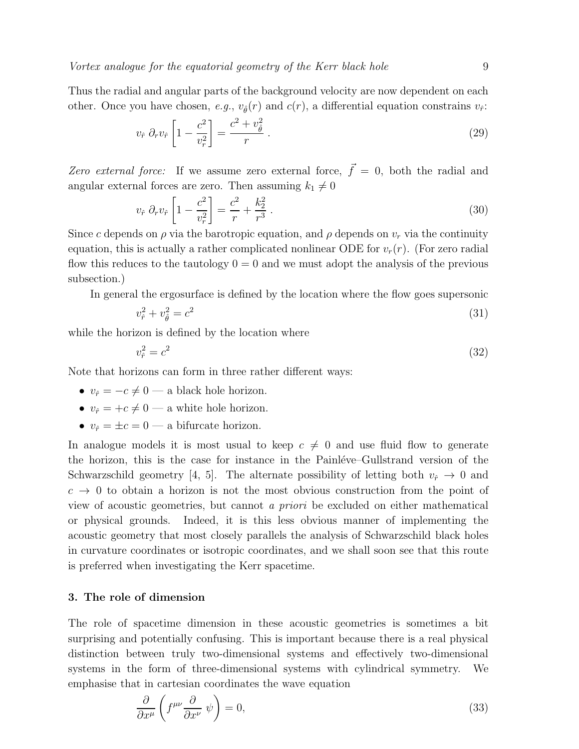Thus the radial and angular parts of the background velocity are now dependent on each other. Once you have chosen, *e.g.*, $v_{\hat{\theta}}(r)$ and $c(r)$, a differential equation constrains $v_{\hat{r}}$:

$$v_{\hat{r}}\ \partial_r v_{\hat{r}} \left[1 - \frac{c^2}{v_r^2}\right] = \frac{c^2 + v_{\hat{\theta}}^2}{r}\ . \tag{29}$$

*Zero external force:* If we assume zero external force, $\vec{f} = 0$, both the radial and angular external forces are zero. Then assuming $k_1 \neq 0$

$$v_{\hat{r}}\ \partial_r v_{\hat{r}} \left[1 - \frac{c^2}{v_r^2}\right] = \frac{c^2}{r} + \frac{k_2^2}{r^3}\ . \tag{30}$$

Since $c$ depends on $\rho$ via the barotropic equation, and $\rho$ depends on $v_r$ via the continuity equation, this is actually a rather complicated nonlinear ODE for $v_r(r)$. (For zero radial flow this reduces to the tautology $0 = 0$ and we must adopt the analysis of the previous subsection.)

In general the ergosurface is defined by the location where the flow goes supersonic

$$v_{\hat{r}}^2 + v_{\hat{\theta}}^2 = c^2 \tag{31}$$

while the horizon is defined by the location where

$$v_{\hat{r}}^2 = c^2 \tag{32}$$

Note that horizons can form in three rather different ways:

- $v_{\hat{r}} = -c \neq 0$ — a black hole horizon.
- $v_{\hat{r}} = +c \neq 0$ — a white hole horizon.
- $v_{\hat{r}} = \pm c = 0$ — a bifurcate horizon.

In analogue models it is most usual to keep $c \neq 0$ and use fluid flow to generate the horizon, this is the case for instance in the Painléve–Gullstrand version of the Schwarzschild geometry [4, 5]. The alternate possibility of letting both $v_{\hat{r}} \to 0$ and $c \to 0$ to obtain a horizon is not the most obvious construction from the point of view of acoustic geometries, but cannot *a priori* be excluded on either mathematical or physical grounds. Indeed, it is this less obvious manner of implementing the acoustic geometry that most closely parallels the analysis of Schwarzschild black holes in curvature coordinates or isotropic coordinates, and we shall soon see that this route is preferred when investigating the Kerr spacetime.

## 3. The role of dimension

The role of spacetime dimension in these acoustic geometries is sometimes a bit surprising and potentially confusing. This is important because there is a real physical distinction between truly two-dimensional systems and effectively two-dimensional systems in the form of three-dimensional systems with cylindrical symmetry. We emphasise that in cartesian coordinates the wave equation

$$\frac{\partial}{\partial x^\mu}\left(f^{\mu\nu}\frac{\partial}{\partial x^\nu}\ \psi\right) = 0, \tag{33}$$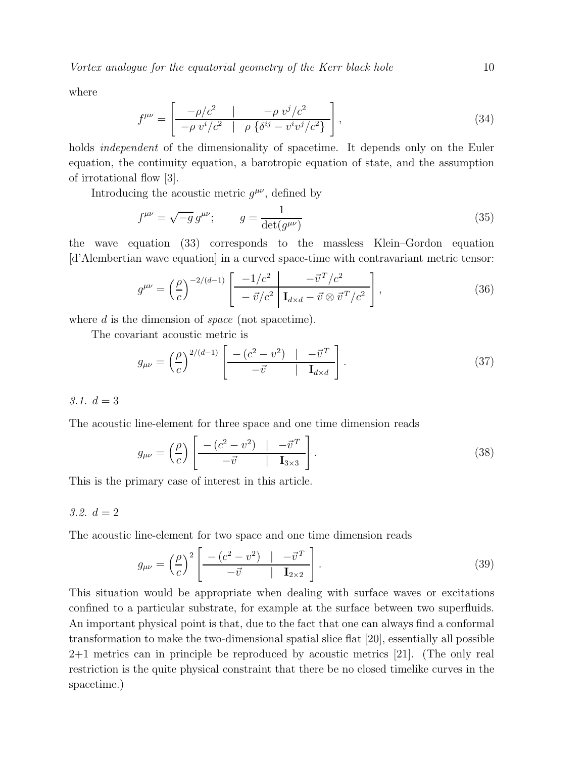where

$$
f^{\mu\nu} = \left[ \begin{array}{c|c} -\rho/c^2 & -\rho\, v^j/c^2 \\ \hline -\rho\, v^i/c^2 & \rho\, \{\delta^{ij} - v^i v^j/c^2\} \end{array} \right], \tag{34}
$$

holds *independent* of the dimensionality of spacetime. It depends only on the Euler equation, the continuity equation, a barotropic equation of state, and the assumption of irrotational flow [3].

Introducing the acoustic metric $g^{\mu\nu}$, defined by

$$
f^{\mu\nu} = \sqrt{-g}\, g^{\mu\nu}; \qquad g = \frac{1}{\det(g^{\mu\nu})} \tag{35}
$$

the wave equation (33) corresponds to the massless Klein–Gordon equation [d'Alembertian wave equation] in a curved space-time with contravariant metric tensor:

$$
g^{\mu\nu} = \left(\frac{\rho}{c}\right)^{-2/(d-1)} \left[ \begin{array}{c|c} -1/c^2 & -\vec{v}^T/c^2 \\ \hline -\vec{v}/c^2 & \mathbf{I}_{d\times d} - \vec{v} \otimes \vec{v}^T/c^2 \end{array} \right], \tag{36}
$$

where $d$ is the dimension of *space* (not spacetime).

The covariant acoustic metric is

$$
g_{\mu\nu} = \left(\frac{\rho}{c}\right)^{2/(d-1)} \left[ \begin{array}{c|c} -(c^2 - v^2) & -\vec{v}^T \\ \hline -\vec{v} & \mathbf{I}_{d\times d} \end{array} \right]. \tag{37}
$$

### *3.1.* $d = 3$

The acoustic line-element for three space and one time dimension reads

$$
g_{\mu\nu} = \left(\frac{\rho}{c}\right) \left[ \begin{array}{c|c} -(c^2 - v^2) & -\vec{v}^T \\ \hline -\vec{v} & \mathbf{I}_{3\times 3} \end{array} \right]. \tag{38}
$$

This is the primary case of interest in this article.

### *3.2.* $d = 2$

The acoustic line-element for two space and one time dimension reads

$$
g_{\mu\nu} = \left(\frac{\rho}{c}\right)^2 \left[ \begin{array}{c|c} -(c^2 - v^2) & -\vec{v}^T \\ \hline -\vec{v} & \mathbf{I}_{2\times 2} \end{array} \right]. \tag{39}
$$

This situation would be appropriate when dealing with surface waves or excitations confined to a particular substrate, for example at the surface between two superfluids. An important physical point is that, due to the fact that one can always find a conformal transformation to make the two-dimensional spatial slice flat [20], essentially all possible 2+1 metrics can in principle be reproduced by acoustic metrics [21]. (The only real restriction is the quite physical constraint that there be no closed timelike curves in the spacetime.)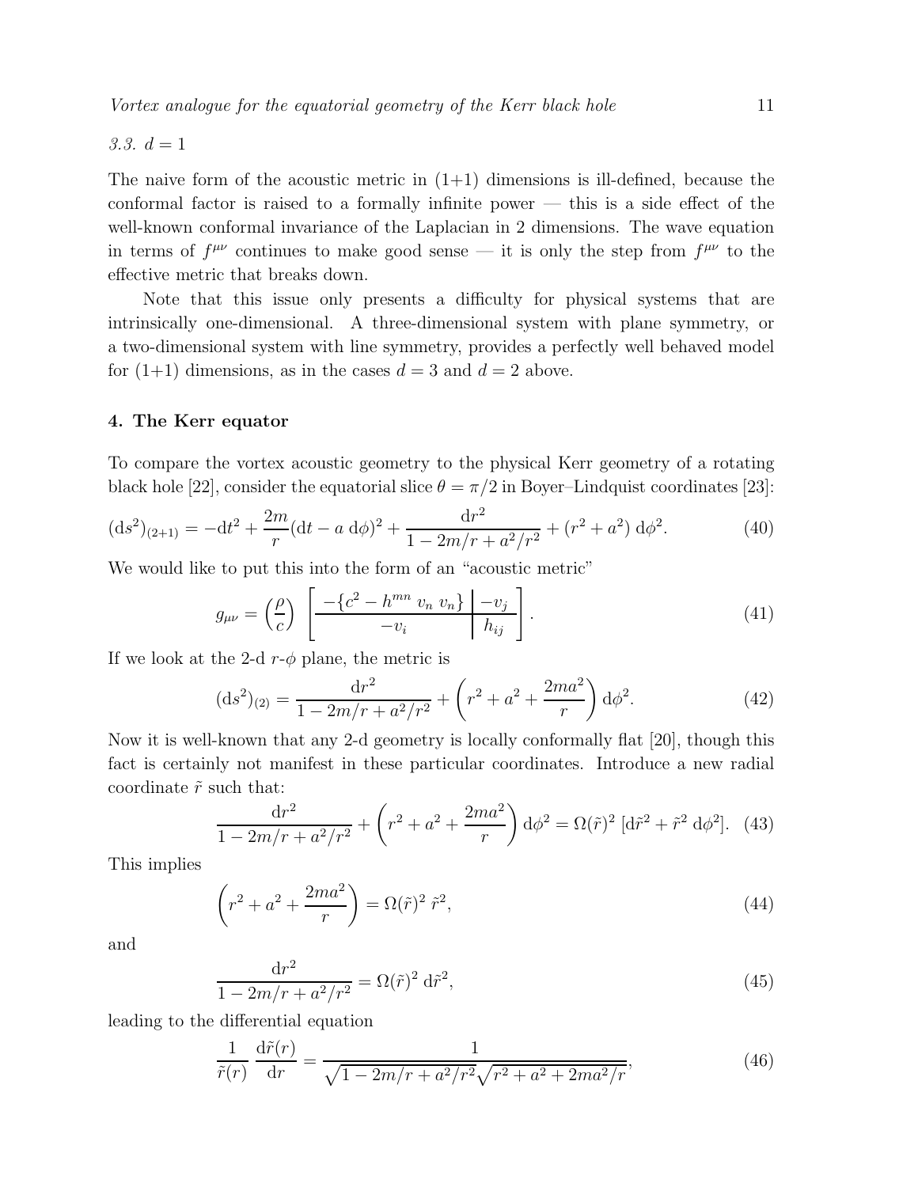### 3.3. $d = 1$

The naive form of the acoustic metric in (1+1) dimensions is ill-defined, because the conformal factor is raised to a formally infinite power — this is a side effect of the well-known conformal invariance of the Laplacian in 2 dimensions. The wave equation in terms of $f^{\mu\nu}$ continues to make good sense — it is only the step from $f^{\mu\nu}$ to the effective metric that breaks down.

Note that this issue only presents a difficulty for physical systems that are intrinsically one-dimensional. A three-dimensional system with plane symmetry, or a two-dimensional system with line symmetry, provides a perfectly well behaved model for (1+1) dimensions, as in the cases $d = 3$ and $d = 2$ above.

## 4. The Kerr equator

To compare the vortex acoustic geometry to the physical Kerr geometry of a rotating black hole [22], consider the equatorial slice $\theta = \pi/2$ in Boyer–Lindquist coordinates [23]:

$$
(\mathrm{d}s^2)_{(2+1)} = -\mathrm{d}t^2 + \frac{2m}{r}(\mathrm{d}t - a\;\mathrm{d}\phi)^2 + \frac{\mathrm{d}r^2}{1 - 2m/r + a^2/r^2} + (r^2 + a^2)\;\mathrm{d}\phi^2. \tag{40}
$$

We would like to put this into the form of an "acoustic metric"

$$
g_{\mu\nu} = \left(\frac{\rho}{c}\right) \left[ \begin{array}{c|c} -\{c^2 - h^{mn}\; v_n\; v_n\} & -v_j \\ \hline -v_i & h_{ij} \end{array} \right]. \tag{41}
$$

If we look at the 2-d $r$-$\phi$ plane, the metric is

$$
(\mathrm{d}s^2)_{(2)} = \frac{\mathrm{d}r^2}{1 - 2m/r + a^2/r^2} + \left(r^2 + a^2 + \frac{2ma^2}{r}\right)\mathrm{d}\phi^2. \tag{42}
$$

Now it is well-known that any 2-d geometry is locally conformally flat [20], though this fact is certainly not manifest in these particular coordinates. Introduce a new radial coordinate $\tilde{r}$ such that:

$$
\frac{\mathrm{d}r^2}{1 - 2m/r + a^2/r^2} + \left(r^2 + a^2 + \frac{2ma^2}{r}\right)\mathrm{d}\phi^2 = \Omega(\tilde{r})^2\;[\mathrm{d}\tilde{r}^2 + \tilde{r}^2\;\mathrm{d}\phi^2]. \tag{43}
$$

This implies

$$
\left(r^2 + a^2 + \frac{2ma^2}{r}\right) = \Omega(\tilde{r})^2\;\tilde{r}^2, \tag{44}
$$

and

$$
\frac{\mathrm{d}r^2}{1 - 2m/r + a^2/r^2} = \Omega(\tilde{r})^2\;\mathrm{d}\tilde{r}^2, \tag{45}
$$

leading to the differential equation

$$
\frac{1}{\tilde{r}(r)}\;\frac{\mathrm{d}\tilde{r}(r)}{\mathrm{d}r} = \frac{1}{\sqrt{1 - 2m/r + a^2/r^2}\sqrt{r^2 + a^2 + 2ma^2/r}}, \tag{46}
$$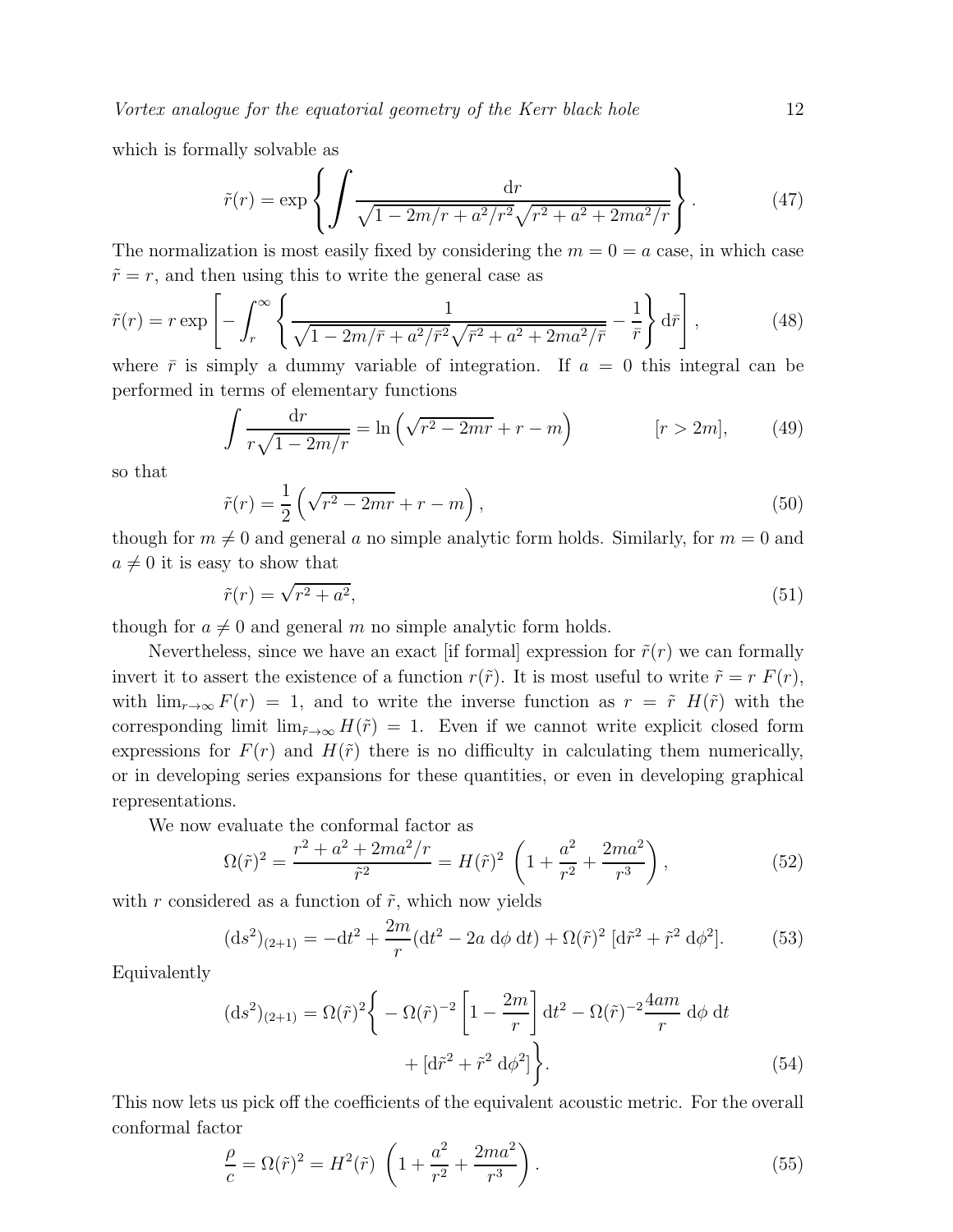which is formally solvable as

$$\tilde{r}(r) = \exp\left\{\int \frac{\mathrm{d}r}{\sqrt{1 - 2m/r + a^2/r^2}\sqrt{r^2 + a^2 + 2ma^2/r}}\right\}. \tag{47}$$

The normalization is most easily fixed by considering the $m = 0 = a$ case, in which case $\tilde{r} = r$, and then using this to write the general case as

$$\tilde{r}(r) = r \exp\left[-\int_r^\infty \left\{\frac{1}{\sqrt{1 - 2m/\bar{r} + a^2/\bar{r}^2}\sqrt{\bar{r}^2 + a^2 + 2ma^2/\bar{r}}} - \frac{1}{\bar{r}}\right\} \mathrm{d}\bar{r}\right], \tag{48}$$

where $\bar{r}$ is simply a dummy variable of integration. If $a = 0$ this integral can be performed in terms of elementary functions

$$\int \frac{\mathrm{d}r}{r\sqrt{1 - 2m/r}} = \ln\left(\sqrt{r^2 - 2mr} + r - m\right) \qquad [r > 2m], \tag{49}$$

so that

$$\tilde{r}(r) = \frac{1}{2}\left(\sqrt{r^2 - 2mr} + r - m\right), \tag{50}$$

though for $m \neq 0$ and general $a$ no simple analytic form holds. Similarly, for $m = 0$ and $a \neq 0$ it is easy to show that

$$\tilde{r}(r) = \sqrt{r^2 + a^2}, \tag{51}$$

though for $a \neq 0$ and general $m$ no simple analytic form holds.

Nevertheless, since we have an exact [if formal] expression for $\tilde{r}(r)$ we can formally invert it to assert the existence of a function $r(\tilde{r})$. It is most useful to write $\tilde{r} = r\ F(r)$, with $\lim_{r\to\infty} F(r) = 1$, and to write the inverse function as $r = \tilde{r}\ H(\tilde{r})$ with the corresponding limit $\lim_{\tilde{r}\to\infty} H(\tilde{r}) = 1$. Even if we cannot write explicit closed form expressions for $F(r)$ and $H(\tilde{r})$ there is no difficulty in calculating them numerically, or in developing series expansions for these quantities, or even in developing graphical representations.

We now evaluate the conformal factor as

$$\Omega(\tilde{r})^2 = \frac{r^2 + a^2 + 2ma^2/r}{\tilde{r}^2} = H(\tilde{r})^2\ \left(1 + \frac{a^2}{r^2} + \frac{2ma^2}{r^3}\right), \tag{52}$$

with $r$ considered as a function of $\tilde{r}$, which now yields

$$(\mathrm{d}s^2)_{(2+1)} = -\mathrm{d}t^2 + \frac{2m}{r}(\mathrm{d}t^2 - 2a\ \mathrm{d}\phi\ \mathrm{d}t) + \Omega(\tilde{r})^2\ [\mathrm{d}\tilde{r}^2 + \tilde{r}^2\ \mathrm{d}\phi^2]. \tag{53}$$

Equivalently

$$(\mathrm{d}s^2)_{(2+1)} = \Omega(\tilde{r})^2\left\{ -\Omega(\tilde{r})^{-2}\left[1 - \frac{2m}{r}\right]\mathrm{d}t^2 - \Omega(\tilde{r})^{-2}\frac{4am}{r}\ \mathrm{d}\phi\ \mathrm{d}t + [\mathrm{d}\tilde{r}^2 + \tilde{r}^2\ \mathrm{d}\phi^2]\right\}. \tag{54}$$

This now lets us pick off the coefficients of the equivalent acoustic metric. For the overall conformal factor

$$\frac{\rho}{c} = \Omega(\tilde{r})^2 = H^2(\tilde{r})\ \left(1 + \frac{a^2}{r^2} + \frac{2ma^2}{r^3}\right). \tag{55}$$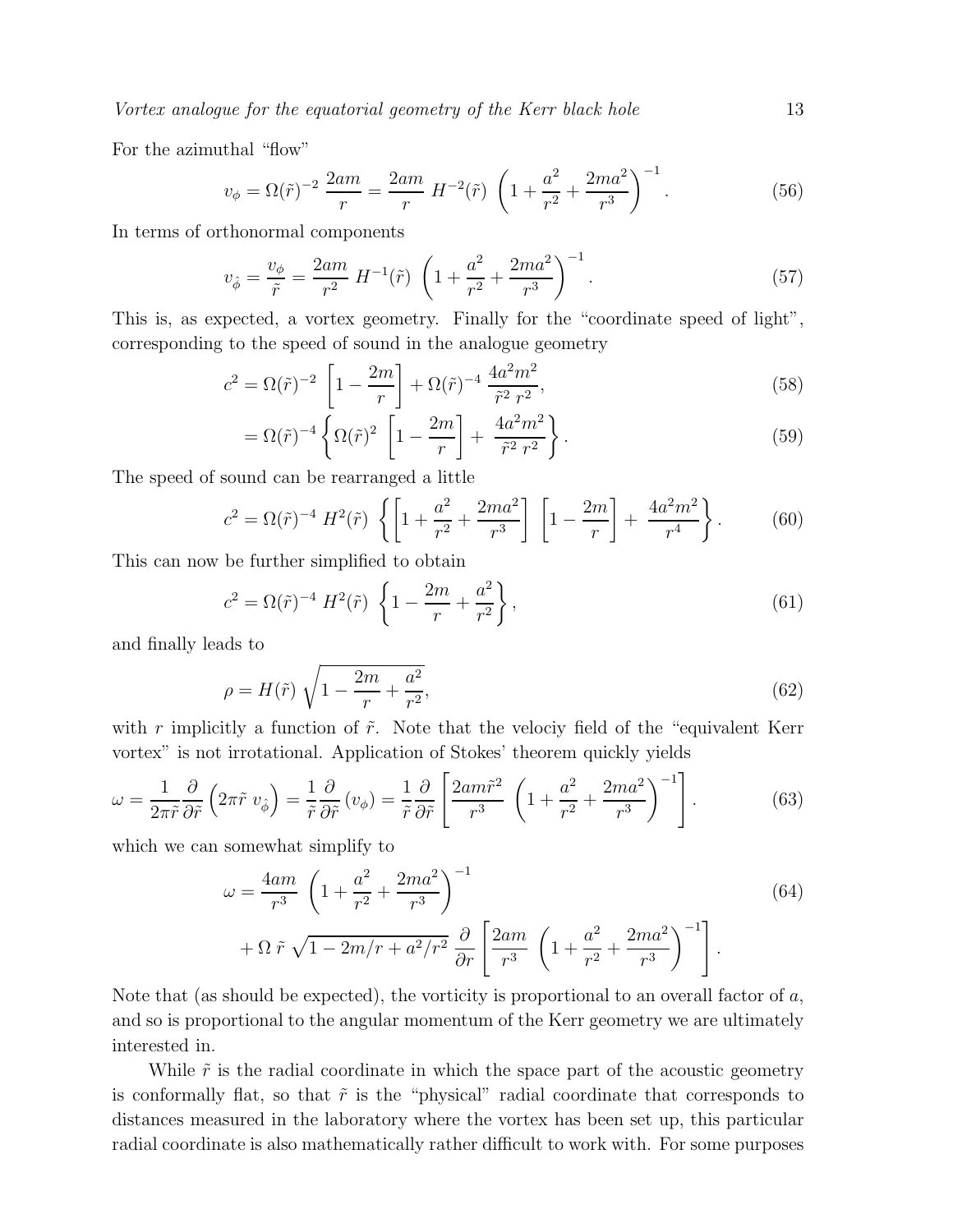For the azimuthal "flow"

$$
v_\phi = \Omega(\tilde{r})^{-2} \; \frac{2am}{r} = \frac{2am}{r} \; H^{-2}(\tilde{r}) \; \left(1 + \frac{a^2}{r^2} + \frac{2ma^2}{r^3}\right)^{-1}. \tag{56}
$$

In terms of orthonormal components

$$
v_{\hat{\phi}} = \frac{v_\phi}{\tilde{r}} = \frac{2am}{r^2} \; H^{-1}(\tilde{r}) \; \left(1 + \frac{a^2}{r^2} + \frac{2ma^2}{r^3}\right)^{-1}. \tag{57}
$$

This is, as expected, a vortex geometry. Finally for the "coordinate speed of light", corresponding to the speed of sound in the analogue geometry

$$
c^2 = \Omega(\tilde{r})^{-2} \; \left[1 - \frac{2m}{r}\right] + \Omega(\tilde{r})^{-4} \; \frac{4a^2m^2}{\tilde{r}^2 \; r^2}, \tag{58}
$$

$$
= \Omega(\tilde{r})^{-4} \left\{ \Omega(\tilde{r})^2 \; \left[1 - \frac{2m}{r}\right] + \; \frac{4a^2m^2}{\tilde{r}^2 \; r^2} \right\}. \tag{59}
$$

The speed of sound can be rearranged a little

$$
c^2 = \Omega(\tilde{r})^{-4} \; H^2(\tilde{r}) \; \left\{ \left[1 + \frac{a^2}{r^2} + \frac{2ma^2}{r^3}\right] \; \left[1 - \frac{2m}{r}\right] + \; \frac{4a^2m^2}{r^4} \right\}. \tag{60}
$$

This can now be further simplified to obtain

$$
c^2 = \Omega(\tilde{r})^{-4} \; H^2(\tilde{r}) \; \left\{ 1 - \frac{2m}{r} + \frac{a^2}{r^2} \right\}, \tag{61}
$$

and finally leads to

$$
\rho = H(\tilde{r}) \; \sqrt{1 - \frac{2m}{r} + \frac{a^2}{r^2}}, \tag{62}
$$

with $r$ implicitly a function of $\tilde{r}$. Note that the velociy field of the "equivalent Kerr vortex" is not irrotational. Application of Stokes' theorem quickly yields

$$
\omega = \frac{1}{2\pi\tilde{r}} \frac{\partial}{\partial \tilde{r}} \left( 2\pi\tilde{r} \; v_{\hat{\phi}} \right) = \frac{1}{\tilde{r}} \frac{\partial}{\partial \tilde{r}} \left( v_\phi \right) = \frac{1}{\tilde{r}} \frac{\partial}{\partial \tilde{r}} \left[ \frac{2am\tilde{r}^2}{r^3} \; \left(1 + \frac{a^2}{r^2} + \frac{2ma^2}{r^3}\right)^{-1} \right]. \tag{63}
$$

which we can somewhat simplify to

$$
\begin{aligned}
\omega = {} & \frac{4am}{r^3} \; \left(1 + \frac{a^2}{r^2} + \frac{2ma^2}{r^3}\right)^{-1} \\
& + \Omega \; \tilde{r} \; \sqrt{1 - 2m/r + a^2/r^2} \; \frac{\partial}{\partial r} \left[ \frac{2am}{r^3} \; \left(1 + \frac{a^2}{r^2} + \frac{2ma^2}{r^3}\right)^{-1} \right].
\end{aligned} \tag{64}
$$

Note that (as should be expected), the vorticity is proportional to an overall factor of $a$, and so is proportional to the angular momentum of the Kerr geometry we are ultimately interested in.

While $\tilde{r}$ is the radial coordinate in which the space part of the acoustic geometry is conformally flat, so that $\tilde{r}$ is the "physical" radial coordinate that corresponds to distances measured in the laboratory where the vortex has been set up, this particular radial coordinate is also mathematically rather difficult to work with. For some purposes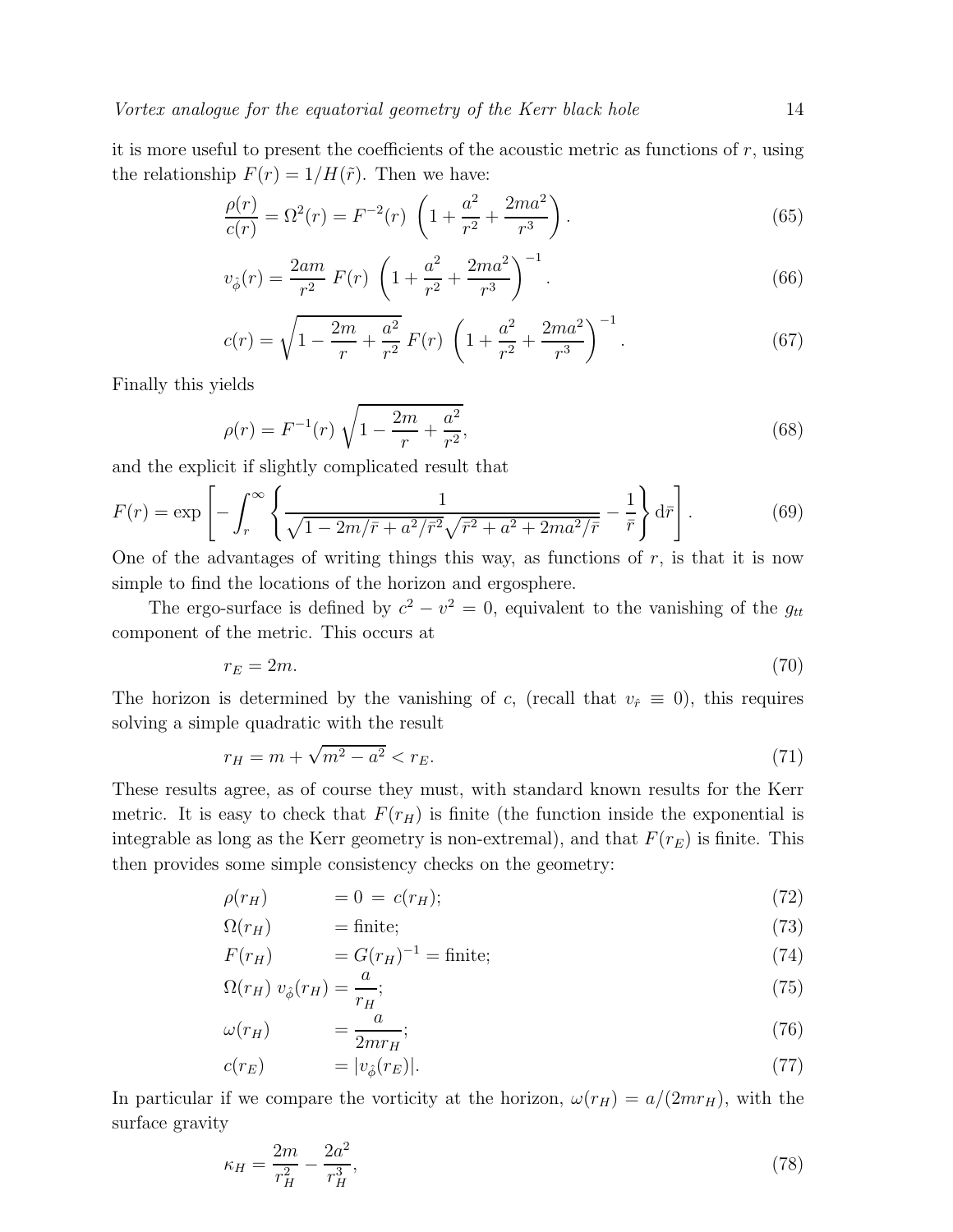it is more useful to present the coefficients of the acoustic metric as functions of $r$, using the relationship $F(r) = 1/H(\tilde{r})$. Then we have:

$$\frac{\rho(r)}{c(r)} = \Omega^2(r) = F^{-2}(r) \left(1 + \frac{a^2}{r^2} + \frac{2ma^2}{r^3}\right). \tag{65}$$

$$v_{\hat{\phi}}(r) = \frac{2am}{r^2}\, F(r) \left(1 + \frac{a^2}{r^2} + \frac{2ma^2}{r^3}\right)^{-1}. \tag{66}$$

$$c(r) = \sqrt{1 - \frac{2m}{r} + \frac{a^2}{r^2}}\, F(r) \left(1 + \frac{a^2}{r^2} + \frac{2ma^2}{r^3}\right)^{-1}. \tag{67}$$

Finally this yields

$$\rho(r) = F^{-1}(r) \sqrt{1 - \frac{2m}{r} + \frac{a^2}{r^2}}, \tag{68}$$

and the explicit if slightly complicated result that

$$F(r) = \exp\left[-\int_r^\infty \left\{ \frac{1}{\sqrt{1 - 2m/\bar{r} + a^2/\bar{r}^2}\sqrt{\bar{r}^2 + a^2 + 2ma^2/\bar{r}}} - \frac{1}{\bar{r}} \right\} \mathrm{d}\bar{r}\right]. \tag{69}$$

One of the advantages of writing things this way, as functions of $r$, is that it is now simple to find the locations of the horizon and ergosphere.

The ergo-surface is defined by $c^2 - v^2 = 0$, equivalent to the vanishing of the $g_{tt}$ component of the metric. This occurs at

$$r_E = 2m. \tag{70}$$

The horizon is determined by the vanishing of $c$, (recall that $v_{\hat{r}} \equiv 0$), this requires solving a simple quadratic with the result

$$r_H = m + \sqrt{m^2 - a^2} < r_E. \tag{71}$$

These results agree, as of course they must, with standard known results for the Kerr metric. It is easy to check that $F(r_H)$ is finite (the function inside the exponential is integrable as long as the Kerr geometry is non-extremal), and that $F(r_E)$ is finite. This then provides some simple consistency checks on the geometry:

$$\rho(r_H) = 0 = c(r_H); \tag{72}$$

$$\Omega(r_H) = \text{finite}; \tag{73}$$

$$F(r_H) = G(r_H)^{-1} = \text{finite}; \tag{74}$$

$$\Omega(r_H)\, v_{\hat{\phi}}(r_H) = \frac{a}{r_H}; \tag{75}$$

$$\omega(r_H) = \frac{a}{2mr_H}; \tag{76}$$

$$c(r_E) = |v_{\hat{\phi}}(r_E)|. \tag{77}$$

In particular if we compare the vorticity at the horizon, $\omega(r_H) = a/(2mr_H)$, with the surface gravity

$$\kappa_H = \frac{2m}{r_H^2} - \frac{2a^2}{r_H^3}, \tag{78}$$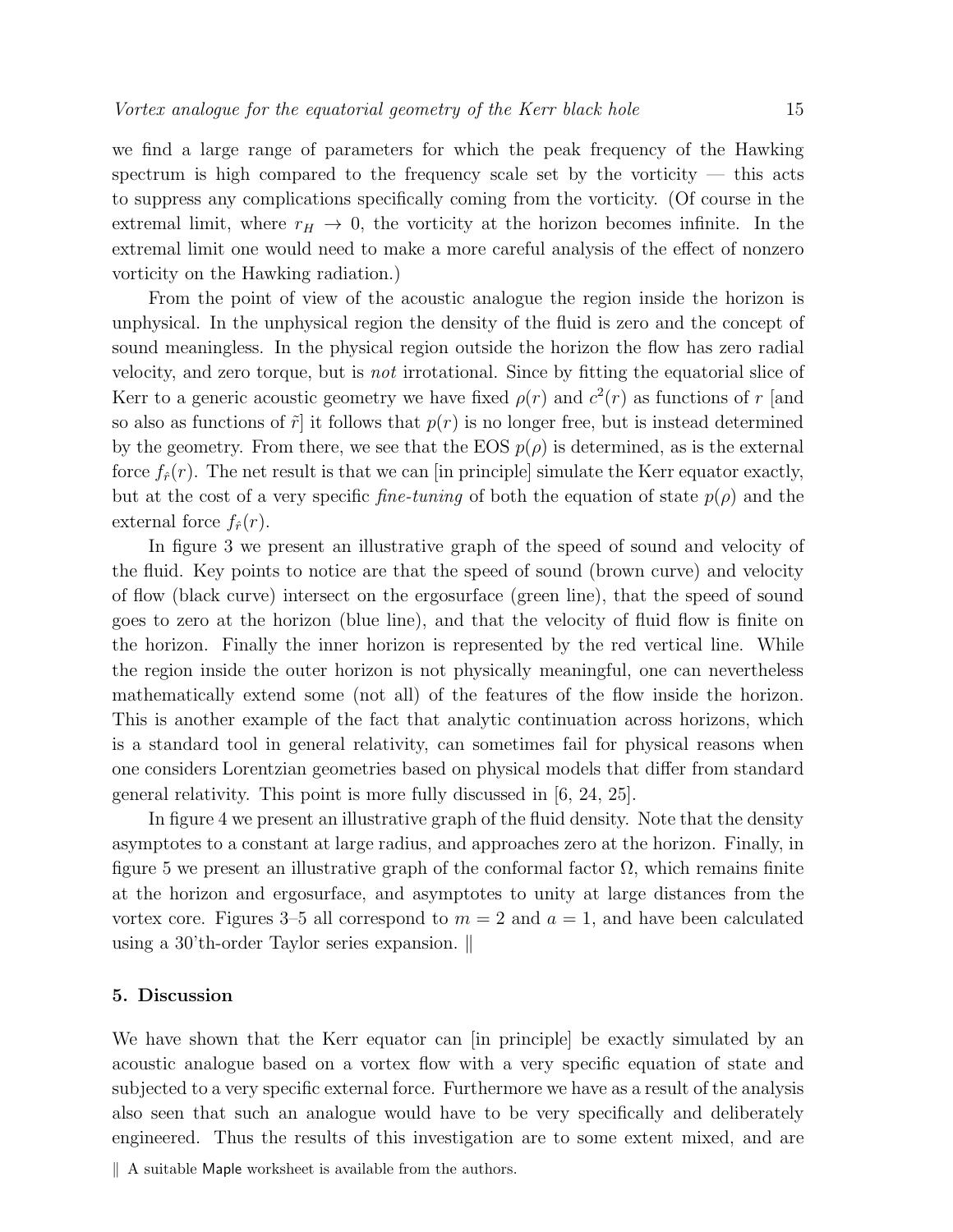we find a large range of parameters for which the peak frequency of the Hawking spectrum is high compared to the frequency scale set by the vorticity — this acts to suppress any complications specifically coming from the vorticity. (Of course in the extremal limit, where $r_H \to 0$, the vorticity at the horizon becomes infinite. In the extremal limit one would need to make a more careful analysis of the effect of nonzero vorticity on the Hawking radiation.)

From the point of view of the acoustic analogue the region inside the horizon is unphysical. In the unphysical region the density of the fluid is zero and the concept of sound meaningless. In the physical region outside the horizon the flow has zero radial velocity, and zero torque, but is *not* irrotational. Since by fitting the equatorial slice of Kerr to a generic acoustic geometry we have fixed $\rho(r)$ and $c^2(r)$ as functions of $r$ [and so also as functions of $\tilde{r}$] it follows that $p(r)$ is no longer free, but is instead determined by the geometry. From there, we see that the EOS $p(\rho)$ is determined, as is the external force $f_{\hat{r}}(r)$. The net result is that we can [in principle] simulate the Kerr equator exactly, but at the cost of a very specific *fine-tuning* of both the equation of state $p(\rho)$ and the external force $f_{\hat{r}}(r)$.

In figure 3 we present an illustrative graph of the speed of sound and velocity of the fluid. Key points to notice are that the speed of sound (brown curve) and velocity of flow (black curve) intersect on the ergosurface (green line), that the speed of sound goes to zero at the horizon (blue line), and that the velocity of fluid flow is finite on the horizon. Finally the inner horizon is represented by the red vertical line. While the region inside the outer horizon is not physically meaningful, one can nevertheless mathematically extend some (not all) of the features of the flow inside the horizon. This is another example of the fact that analytic continuation across horizons, which is a standard tool in general relativity, can sometimes fail for physical reasons when one considers Lorentzian geometries based on physical models that differ from standard general relativity. This point is more fully discussed in [6, 24, 25].

In figure 4 we present an illustrative graph of the fluid density. Note that the density asymptotes to a constant at large radius, and approaches zero at the horizon. Finally, in figure 5 we present an illustrative graph of the conformal factor $\Omega$, which remains finite at the horizon and ergosurface, and asymptotes to unity at large distances from the vortex core. Figures 3–5 all correspond to $m = 2$ and $a = 1$, and have been calculated using a 30'th-order Taylor series expansion. ‖

## 5. Discussion

We have shown that the Kerr equator can [in principle] be exactly simulated by an acoustic analogue based on a vortex flow with a very specific equation of state and subjected to a very specific external force. Furthermore we have as a result of the analysis also seen that such an analogue would have to be very specifically and deliberately engineered. Thus the results of this investigation are to some extent mixed, and are

‖ A suitable Maple worksheet is available from the authors.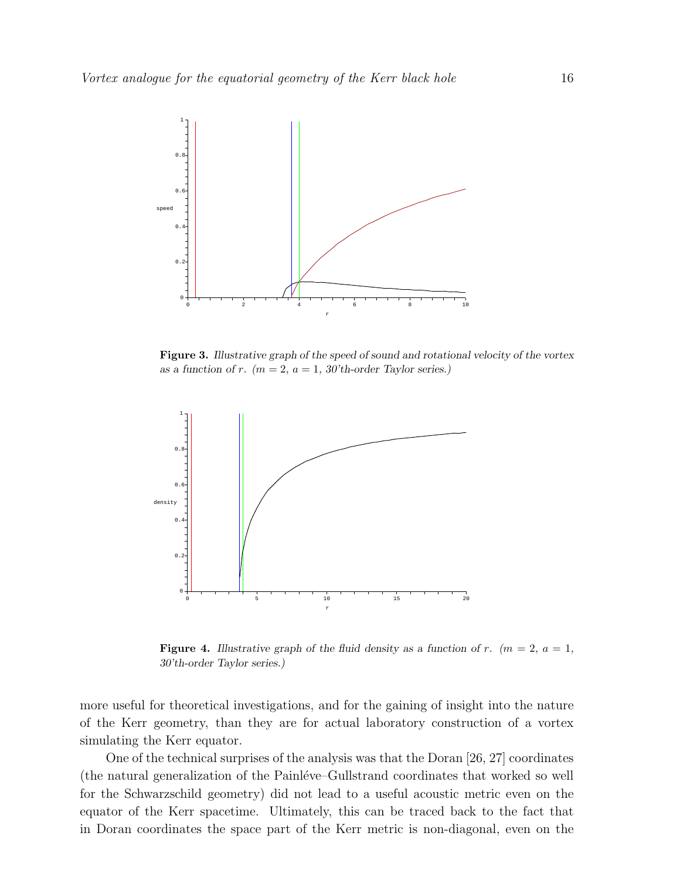**Figure 3.** *Illustrative graph of the speed of sound and rotational velocity of the vortex as a function of $r$. ($m = 2$, $a = 1$, 30'th-order Taylor series.)*

**Figure 4.** *Illustrative graph of the fluid density as a function of $r$. ($m = 2$, $a = 1$, 30'th-order Taylor series.)*

more useful for theoretical investigations, and for the gaining of insight into the nature of the Kerr geometry, than they are for actual laboratory construction of a vortex simulating the Kerr equator.

One of the technical surprises of the analysis was that the Doran [26, 27] coordinates (the natural generalization of the Painléve–Gullstrand coordinates that worked so well for the Schwarzschild geometry) did not lead to a useful acoustic metric even on the equator of the Kerr spacetime. Ultimately, this can be traced back to the fact that in Doran coordinates the space part of the Kerr metric is non-diagonal, even on the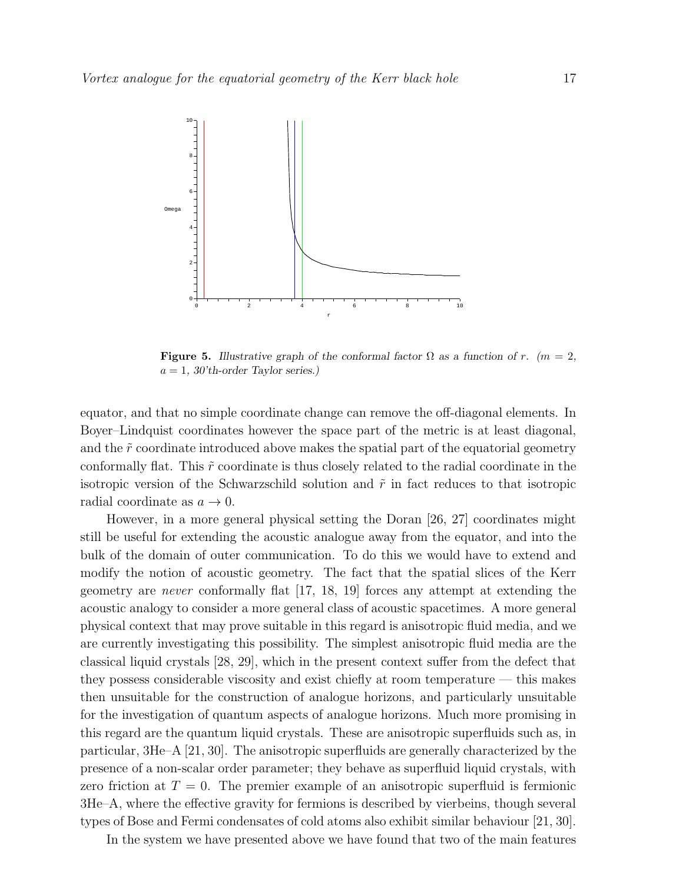**Figure 5.** *Illustrative graph of the conformal factor $\Omega$ as a function of $r$. ($m = 2$, $a = 1$, 30'th-order Taylor series.)*

equator, and that no simple coordinate change can remove the off-diagonal elements. In Boyer–Lindquist coordinates however the space part of the metric is at least diagonal, and the $\tilde{r}$ coordinate introduced above makes the spatial part of the equatorial geometry conformally flat. This $\tilde{r}$ coordinate is thus closely related to the radial coordinate in the isotropic version of the Schwarzschild solution and $\tilde{r}$ in fact reduces to that isotropic radial coordinate as $a \to 0$.

However, in a more general physical setting the Doran [26, 27] coordinates might still be useful for extending the acoustic analogue away from the equator, and into the bulk of the domain of outer communication. To do this we would have to extend and modify the notion of acoustic geometry. The fact that the spatial slices of the Kerr geometry are *never* conformally flat [17, 18, 19] forces any attempt at extending the acoustic analogy to consider a more general class of acoustic spacetimes. A more general physical context that may prove suitable in this regard is anisotropic fluid media, and we are currently investigating this possibility. The simplest anisotropic fluid media are the classical liquid crystals [28, 29], which in the present context suffer from the defect that they possess considerable viscosity and exist chiefly at room temperature — this makes then unsuitable for the construction of analogue horizons, and particularly unsuitable for the investigation of quantum aspects of analogue horizons. Much more promising in this regard are the quantum liquid crystals. These are anisotropic superfluids such as, in particular, 3He–A [21, 30]. The anisotropic superfluids are generally characterized by the presence of a non-scalar order parameter; they behave as superfluid liquid crystals, with zero friction at $T = 0$. The premier example of an anisotropic superfluid is fermionic 3He–A, where the effective gravity for fermions is described by vierbeins, though several types of Bose and Fermi condensates of cold atoms also exhibit similar behaviour [21, 30].

In the system we have presented above we have found that two of the main features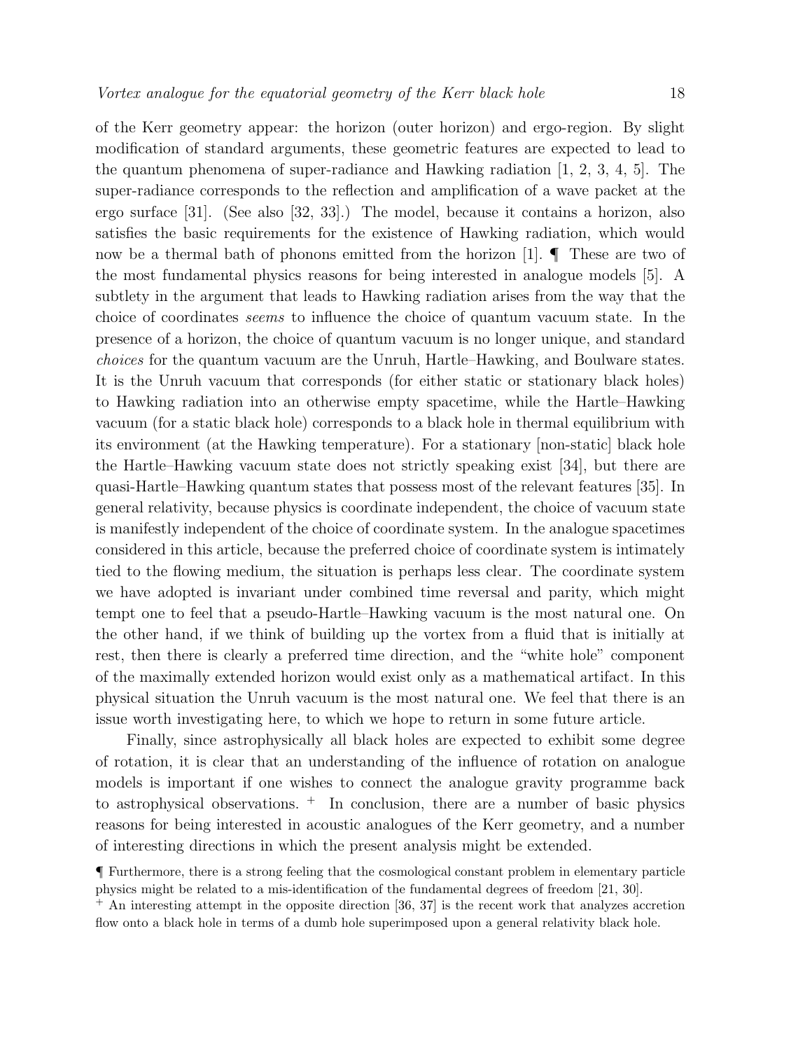of the Kerr geometry appear: the horizon (outer horizon) and ergo-region. By slight modification of standard arguments, these geometric features are expected to lead to the quantum phenomena of super-radiance and Hawking radiation [1, 2, 3, 4, 5]. The super-radiance corresponds to the reflection and amplification of a wave packet at the ergo surface [31]. (See also [32, 33].) The model, because it contains a horizon, also satisfies the basic requirements for the existence of Hawking radiation, which would now be a thermal bath of phonons emitted from the horizon [1]. ¶ These are two of the most fundamental physics reasons for being interested in analogue models [5]. A subtlety in the argument that leads to Hawking radiation arises from the way that the choice of coordinates *seems* to influence the choice of quantum vacuum state. In the presence of a horizon, the choice of quantum vacuum is no longer unique, and standard *choices* for the quantum vacuum are the Unruh, Hartle–Hawking, and Boulware states. It is the Unruh vacuum that corresponds (for either static or stationary black holes) to Hawking radiation into an otherwise empty spacetime, while the Hartle–Hawking vacuum (for a static black hole) corresponds to a black hole in thermal equilibrium with its environment (at the Hawking temperature). For a stationary [non-static] black hole the Hartle–Hawking vacuum state does not strictly speaking exist [34], but there are quasi-Hartle–Hawking quantum states that possess most of the relevant features [35]. In general relativity, because physics is coordinate independent, the choice of vacuum state is manifestly independent of the choice of coordinate system. In the analogue spacetimes considered in this article, because the preferred choice of coordinate system is intimately tied to the flowing medium, the situation is perhaps less clear. The coordinate system we have adopted is invariant under combined time reversal and parity, which might tempt one to feel that a pseudo-Hartle–Hawking vacuum is the most natural one. On the other hand, if we think of building up the vortex from a fluid that is initially at rest, then there is clearly a preferred time direction, and the "white hole" component of the maximally extended horizon would exist only as a mathematical artifact. In this physical situation the Unruh vacuum is the most natural one. We feel that there is an issue worth investigating here, to which we hope to return in some future article.

Finally, since astrophysically all black holes are expected to exhibit some degree of rotation, it is clear that an understanding of the influence of rotation on analogue models is important if one wishes to connect the analogue gravity programme back to astrophysical observations. + In conclusion, there are a number of basic physics reasons for being interested in acoustic analogues of the Kerr geometry, and a number of interesting directions in which the present analysis might be extended.

¶ Furthermore, there is a strong feeling that the cosmological constant problem in elementary particle physics might be related to a mis-identification of the fundamental degrees of freedom [21, 30].

+ An interesting attempt in the opposite direction [36, 37] is the recent work that analyzes accretion flow onto a black hole in terms of a dumb hole superimposed upon a general relativity black hole.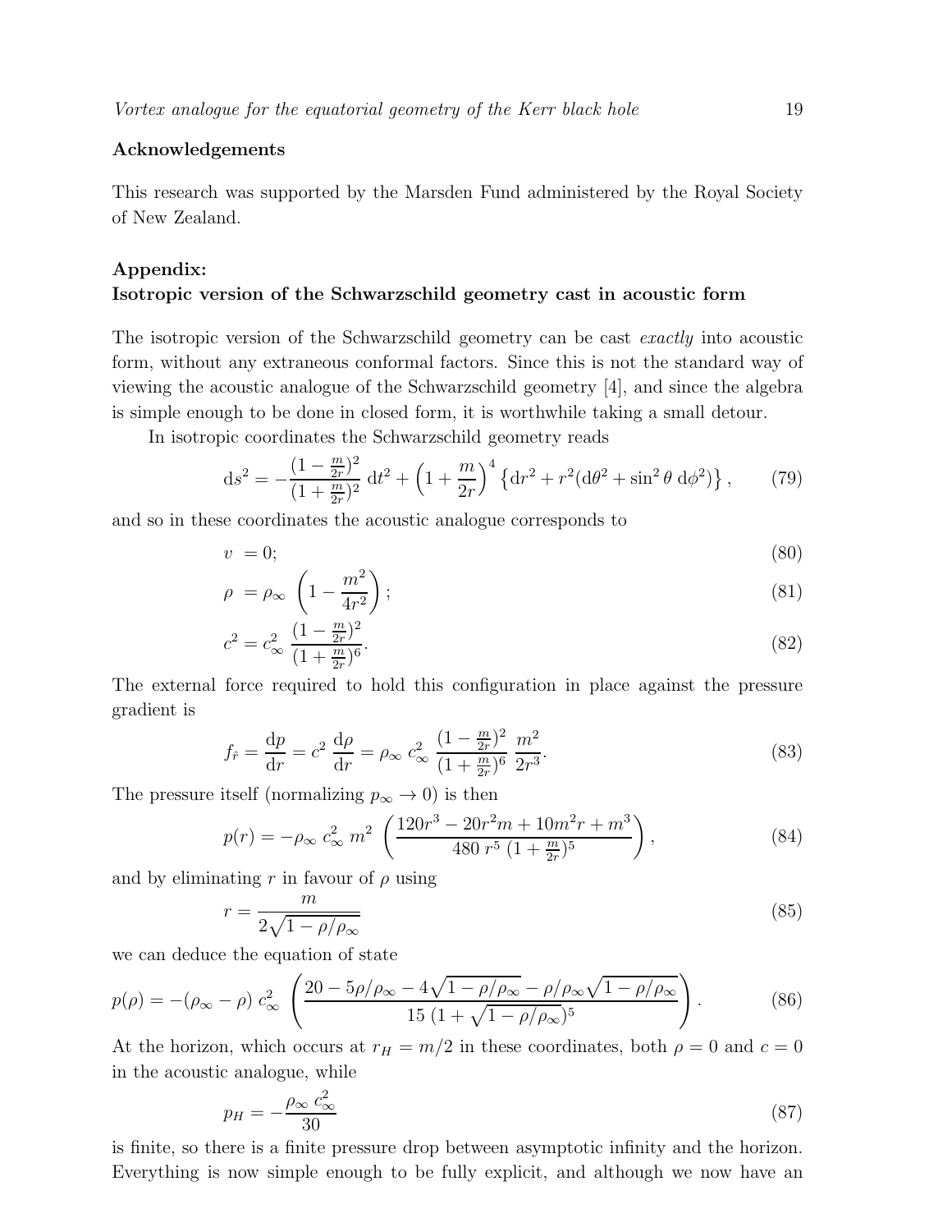**Acknowledgements**

This research was supported by the Marsden Fund administered by the Royal Society of New Zealand.

**Appendix:**
**Isotropic version of the Schwarzschild geometry cast in acoustic form**

The isotropic version of the Schwarzschild geometry can be cast *exactly* into acoustic form, without any extraneous conformal factors. Since this is not the standard way of viewing the acoustic analogue of the Schwarzschild geometry [4], and since the algebra is simple enough to be done in closed form, it is worthwhile taking a small detour.

In isotropic coordinates the Schwarzschild geometry reads

$$
\mathrm{d}s^2 = -\frac{(1-\frac{m}{2r})^2}{(1+\frac{m}{2r})^2}\;\mathrm{d}t^2 + \left(1+\frac{m}{2r}\right)^4 \left\{\mathrm{d}r^2 + r^2(\mathrm{d}\theta^2 + \sin^2\theta\;\mathrm{d}\phi^2)\right\}, \tag{79}
$$

and so in these coordinates the acoustic analogue corresponds to

$$
v \;= 0; \tag{80}
$$

$$
\rho \;= \rho_\infty \;\left(1 - \frac{m^2}{4r^2}\right); \tag{81}
$$

$$
c^2 = c_\infty^2\;\frac{(1-\frac{m}{2r})^2}{(1+\frac{m}{2r})^6}. \tag{82}
$$

The external force required to hold this configuration in place against the pressure gradient is

$$
f_{\hat{r}} = \frac{\mathrm{d}p}{\mathrm{d}r} = c^2\;\frac{\mathrm{d}\rho}{\mathrm{d}r} = \rho_\infty\;c_\infty^2\;\frac{(1-\frac{m}{2r})^2}{(1+\frac{m}{2r})^6}\;\frac{m^2}{2r^3}. \tag{83}
$$

The pressure itself (normalizing $p_\infty \to 0$) is then

$$
p(r) = -\rho_\infty\;c_\infty^2\;m^2\;\left(\frac{120r^3 - 20r^2 m + 10m^2 r + m^3}{480\;r^5\;(1+\frac{m}{2r})^5}\right), \tag{84}
$$

and by eliminating $r$ in favour of $\rho$ using

$$
r = \frac{m}{2\sqrt{1-\rho/\rho_\infty}} \tag{85}
$$

we can deduce the equation of state

$$
p(\rho) = -(\rho_\infty - \rho)\;c_\infty^2\;\left(\frac{20 - 5\rho/\rho_\infty - 4\sqrt{1-\rho/\rho_\infty} - \rho/\rho_\infty\sqrt{1-\rho/\rho_\infty}}{15\;(1+\sqrt{1-\rho/\rho_\infty})^5}\right). \tag{86}
$$

At the horizon, which occurs at $r_H = m/2$ in these coordinates, both $\rho = 0$ and $c = 0$ in the acoustic analogue, while

$$
p_H = -\frac{\rho_\infty\;c_\infty^2}{30} \tag{87}
$$

is finite, so there is a finite pressure drop between asymptotic infinity and the horizon. Everything is now simple enough to be fully explicit, and although we now have an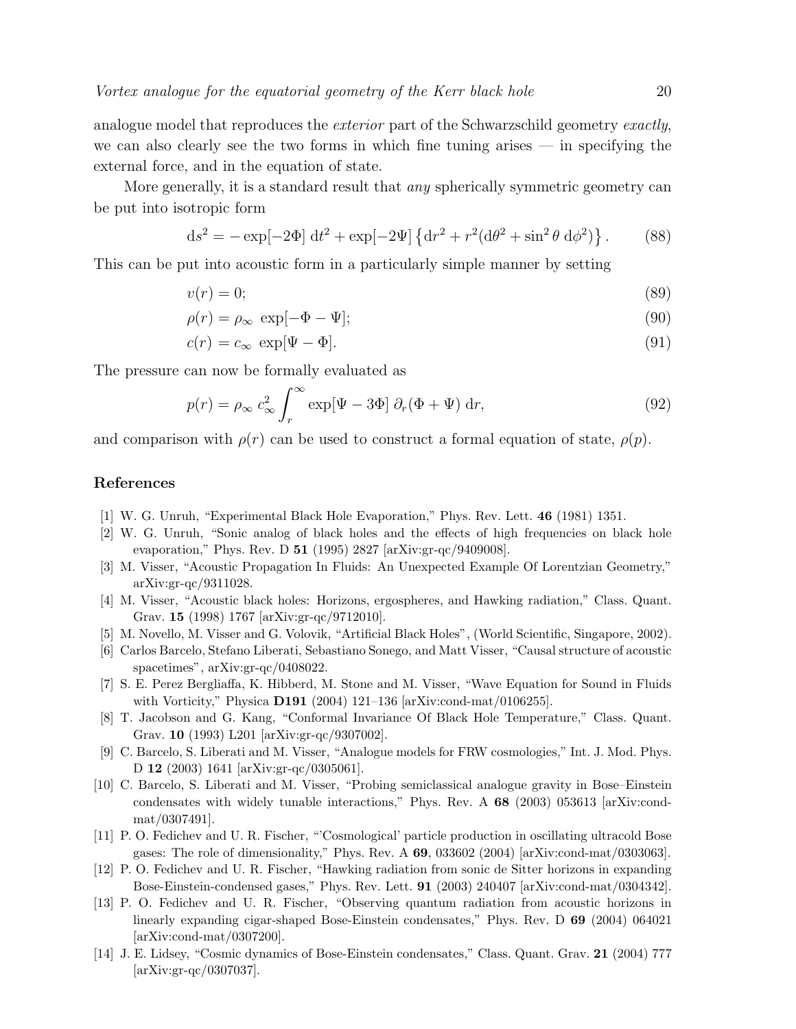analogue model that reproduces the *exterior* part of the Schwarzschild geometry *exactly*, we can also clearly see the two forms in which fine tuning arises — in specifying the external force, and in the equation of state.

More generally, it is a standard result that *any* spherically symmetric geometry can be put into isotropic form

$$\mathrm{d}s^2 = -\exp[-2\Phi]\ \mathrm{d}t^2 + \exp[-2\Psi]\left\{\mathrm{d}r^2 + r^2(\mathrm{d}\theta^2 + \sin^2\theta\ \mathrm{d}\phi^2)\right\}. \tag{88}$$

This can be put into acoustic form in a particularly simple manner by setting

$$v(r) = 0; \tag{89}$$

$$\rho(r) = \rho_\infty\ \exp[-\Phi - \Psi]; \tag{90}$$

$$c(r) = c_\infty\ \exp[\Psi - \Phi]. \tag{91}$$

The pressure can now be formally evaluated as

$$p(r) = \rho_\infty\ c_\infty^2 \int_r^\infty \exp[\Psi - 3\Phi]\ \partial_r(\Phi + \Psi)\ \mathrm{d}r, \tag{92}$$

and comparison with $\rho(r)$ can be used to construct a formal equation of state, $\rho(p)$.

## References

[1] W. G. Unruh, "Experimental Black Hole Evaporation," Phys. Rev. Lett. **46** (1981) 1351.

[2] W. G. Unruh, "Sonic analog of black holes and the effects of high frequencies on black hole evaporation," Phys. Rev. D **51** (1995) 2827 [arXiv:gr-qc/9409008].

[3] M. Visser, "Acoustic Propagation In Fluids: An Unexpected Example Of Lorentzian Geometry," arXiv:gr-qc/9311028.

[4] M. Visser, "Acoustic black holes: Horizons, ergospheres, and Hawking radiation," Class. Quant. Grav. **15** (1998) 1767 [arXiv:gr-qc/9712010].

[5] M. Novello, M. Visser and G. Volovik, "Artificial Black Holes", (World Scientific, Singapore, 2002).

[6] Carlos Barcelo, Stefano Liberati, Sebastiano Sonego, and Matt Visser, "Causal structure of acoustic spacetimes", arXiv:gr-qc/0408022.

[7] S. E. Perez Bergliaffa, K. Hibberd, M. Stone and M. Visser, "Wave Equation for Sound in Fluids with Vorticity," Physica **D191** (2004) 121–136 [arXiv:cond-mat/0106255].

[8] T. Jacobson and G. Kang, "Conformal Invariance Of Black Hole Temperature," Class. Quant. Grav. **10** (1993) L201 [arXiv:gr-qc/9307002].

[9] C. Barcelo, S. Liberati and M. Visser, "Analogue models for FRW cosmologies," Int. J. Mod. Phys. D **12** (2003) 1641 [arXiv:gr-qc/0305061].

[10] C. Barcelo, S. Liberati and M. Visser, "Probing semiclassical analogue gravity in Bose–Einstein condensates with widely tunable interactions," Phys. Rev. A **68** (2003) 053613 [arXiv:cond-mat/0307491].

[11] P. O. Fedichev and U. R. Fischer, "'Cosmological' particle production in oscillating ultracold Bose gases: The role of dimensionality," Phys. Rev. A **69**, 033602 (2004) [arXiv:cond-mat/0303063].

[12] P. O. Fedichev and U. R. Fischer, "Hawking radiation from sonic de Sitter horizons in expanding Bose-Einstein-condensed gases," Phys. Rev. Lett. **91** (2003) 240407 [arXiv:cond-mat/0304342].

[13] P. O. Fedichev and U. R. Fischer, "Observing quantum radiation from acoustic horizons in linearly expanding cigar-shaped Bose-Einstein condensates," Phys. Rev. D **69** (2004) 064021 [arXiv:cond-mat/0307200].

[14] J. E. Lidsey, "Cosmic dynamics of Bose-Einstein condensates," Class. Quant. Grav. **21** (2004) 777 [arXiv:gr-qc/0307037].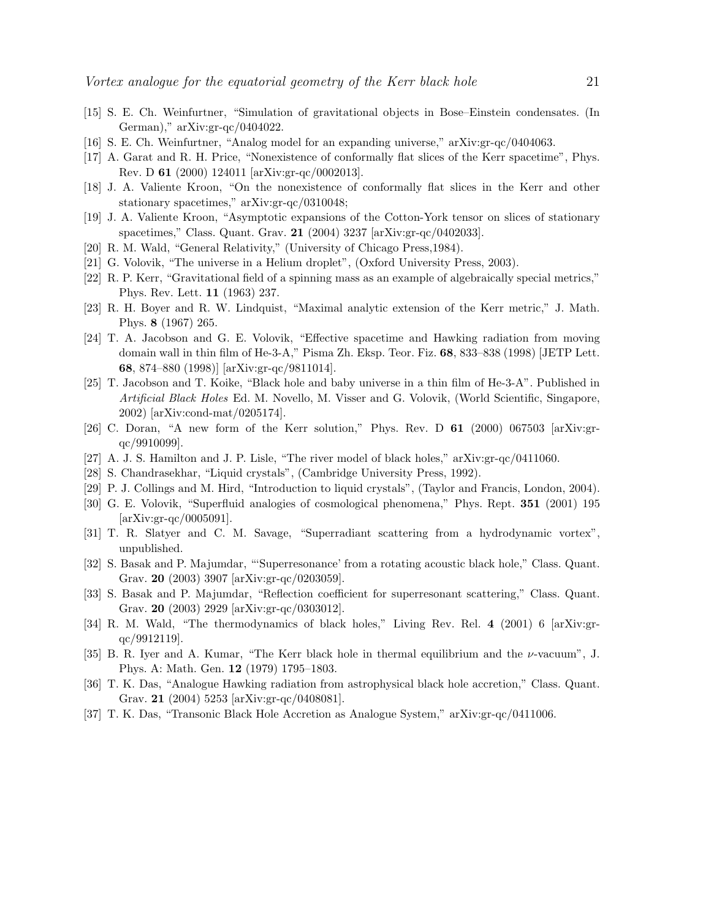[15] S. E. Ch. Weinfurtner, "Simulation of gravitational objects in Bose–Einstein condensates. (In German)," arXiv:gr-qc/0404022.

[16] S. E. Ch. Weinfurtner, "Analog model for an expanding universe," arXiv:gr-qc/0404063.

[17] A. Garat and R. H. Price, "Nonexistence of conformally flat slices of the Kerr spacetime", Phys. Rev. D **61** (2000) 124011 [arXiv:gr-qc/0002013].

[18] J. A. Valiente Kroon, "On the nonexistence of conformally flat slices in the Kerr and other stationary spacetimes," arXiv:gr-qc/0310048;

[19] J. A. Valiente Kroon, "Asymptotic expansions of the Cotton-York tensor on slices of stationary spacetimes," Class. Quant. Grav. **21** (2004) 3237 [arXiv:gr-qc/0402033].

[20] R. M. Wald, "General Relativity," (University of Chicago Press,1984).

[21] G. Volovik, "The universe in a Helium droplet", (Oxford University Press, 2003).

[22] R. P. Kerr, "Gravitational field of a spinning mass as an example of algebraically special metrics," Phys. Rev. Lett. **11** (1963) 237.

[23] R. H. Boyer and R. W. Lindquist, "Maximal analytic extension of the Kerr metric," J. Math. Phys. **8** (1967) 265.

[24] T. A. Jacobson and G. E. Volovik, "Effective spacetime and Hawking radiation from moving domain wall in thin film of He-3-A," Pisma Zh. Eksp. Teor. Fiz. **68**, 833–838 (1998) [JETP Lett. **68**, 874–880 (1998)] [arXiv:gr-qc/9811014].

[25] T. Jacobson and T. Koike, "Black hole and baby universe in a thin film of He-3-A". Published in *Artificial Black Holes* Ed. M. Novello, M. Visser and G. Volovik, (World Scientific, Singapore, 2002) [arXiv:cond-mat/0205174].

[26] C. Doran, "A new form of the Kerr solution," Phys. Rev. D **61** (2000) 067503 [arXiv:gr-qc/9910099].

[27] A. J. S. Hamilton and J. P. Lisle, "The river model of black holes," arXiv:gr-qc/0411060.

[28] S. Chandrasekhar, "Liquid crystals", (Cambridge University Press, 1992).

[29] P. J. Collings and M. Hird, "Introduction to liquid crystals", (Taylor and Francis, London, 2004).

[30] G. E. Volovik, "Superfluid analogies of cosmological phenomena," Phys. Rept. **351** (2001) 195 [arXiv:gr-qc/0005091].

[31] T. R. Slatyer and C. M. Savage, "Superradiant scattering from a hydrodynamic vortex", unpublished.

[32] S. Basak and P. Majumdar, "'Superresonance' from a rotating acoustic black hole," Class. Quant. Grav. **20** (2003) 3907 [arXiv:gr-qc/0203059].

[33] S. Basak and P. Majumdar, "Reflection coefficient for superresonant scattering," Class. Quant. Grav. **20** (2003) 2929 [arXiv:gr-qc/0303012].

[34] R. M. Wald, "The thermodynamics of black holes," Living Rev. Rel. **4** (2001) 6 [arXiv:gr-qc/9912119].

[35] B. R. Iyer and A. Kumar, "The Kerr black hole in thermal equilibrium and the $\nu$-vacuum", J. Phys. A: Math. Gen. **12** (1979) 1795–1803.

[36] T. K. Das, "Analogue Hawking radiation from astrophysical black hole accretion," Class. Quant. Grav. **21** (2004) 5253 [arXiv:gr-qc/0408081].

[37] T. K. Das, "Transonic Black Hole Accretion as Analogue System," arXiv:gr-qc/0411006.